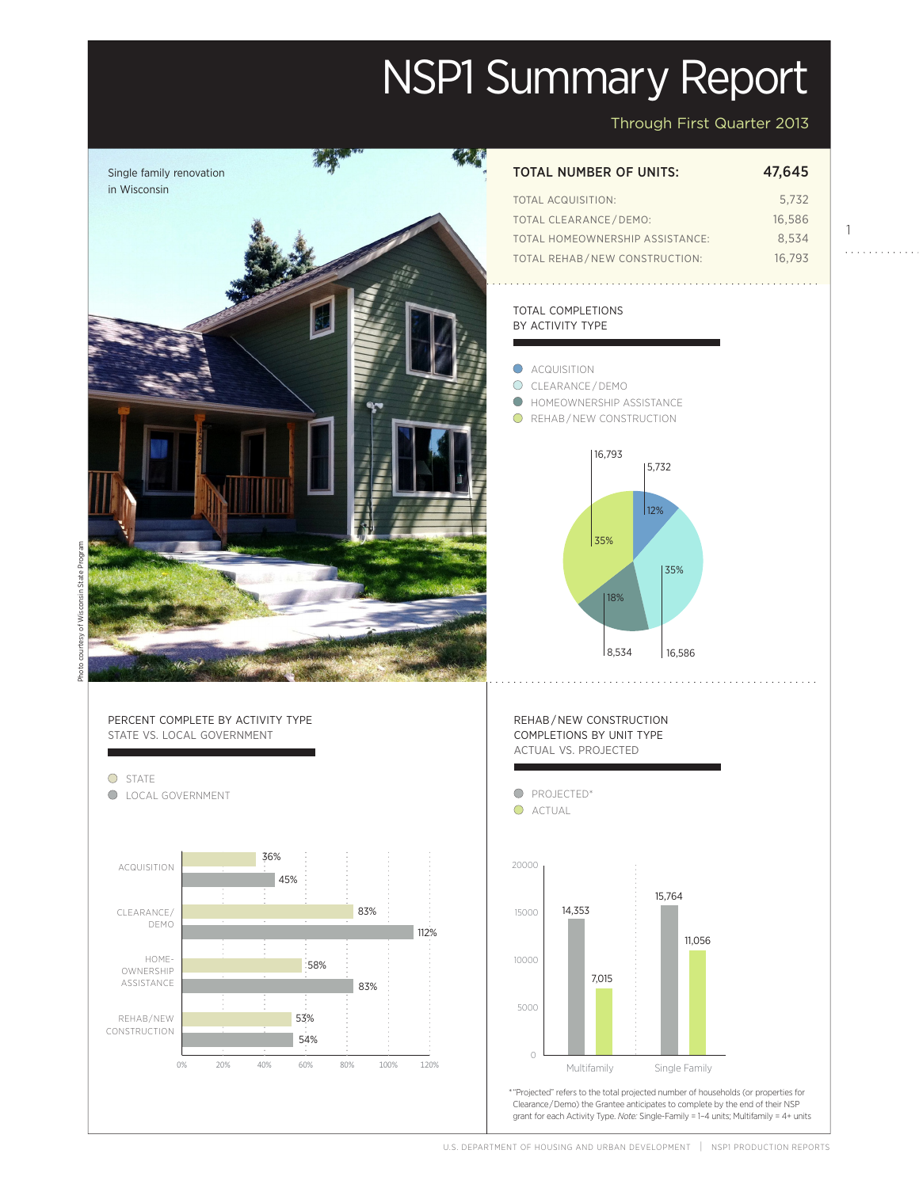# NSP1 Summary Report

Through First Quarter 2013

Single family renovation in Wisconsin

Photo courtesy of Wisconsin State Program

| TOTAL NUMBER OF UNITS: | 47,645 |
|---|---|
| TOTAL ACQUISITION: | 5,732 |
| TOTAL CLEARANCE / DEMO: | 16,586 |
| TOTAL HOMEOWNERSHIP ASSISTANCE: | 8,534 |
| TOTAL REHAB / NEW CONSTRUCTION: | 16,793 |

## TOTAL COMPLETIONS BY ACTIVITY TYPE

| Activity | Units | Percent |
|---|---|---|
| ACQUISITION | 5,732 | 12% |
| CLEARANCE / DEMO | 16,586 | 35% |
| HOMEOWNERSHIP ASSISTANCE | 8,534 | 18% |
| REHAB / NEW CONSTRUCTION | 16,793 | 35% |

## PERCENT COMPLETE BY ACTIVITY TYPE STATE VS. LOCAL GOVERNMENT

| Activity | State | Local Government |
|---|---|---|
| ACQUISITION | 36% | 45% |
| CLEARANCE / DEMO | 83% | 112% |
| HOMEOWNERSHIP ASSISTANCE | 58% | 83% |
| REHAB/NEW CONSTRUCTION | 53% | 54% |

## REHAB / NEW CONSTRUCTION COMPLETIONS BY UNIT TYPE ACTUAL VS. PROJECTED

| Unit Type | Projected* | Actual |
|---|---|---|
| Multifamily | 14,353 | 7,015 |
| Single Family | 15,764 | 11,056 |

*"Projected" refers to the total projected number of households (or properties for Clearance/Demo) the Grantee anticipates to complete by the end of their NSP grant for each Activity Type. *Note:* Single-Family = 1–4 units; Multifamily = 4+ units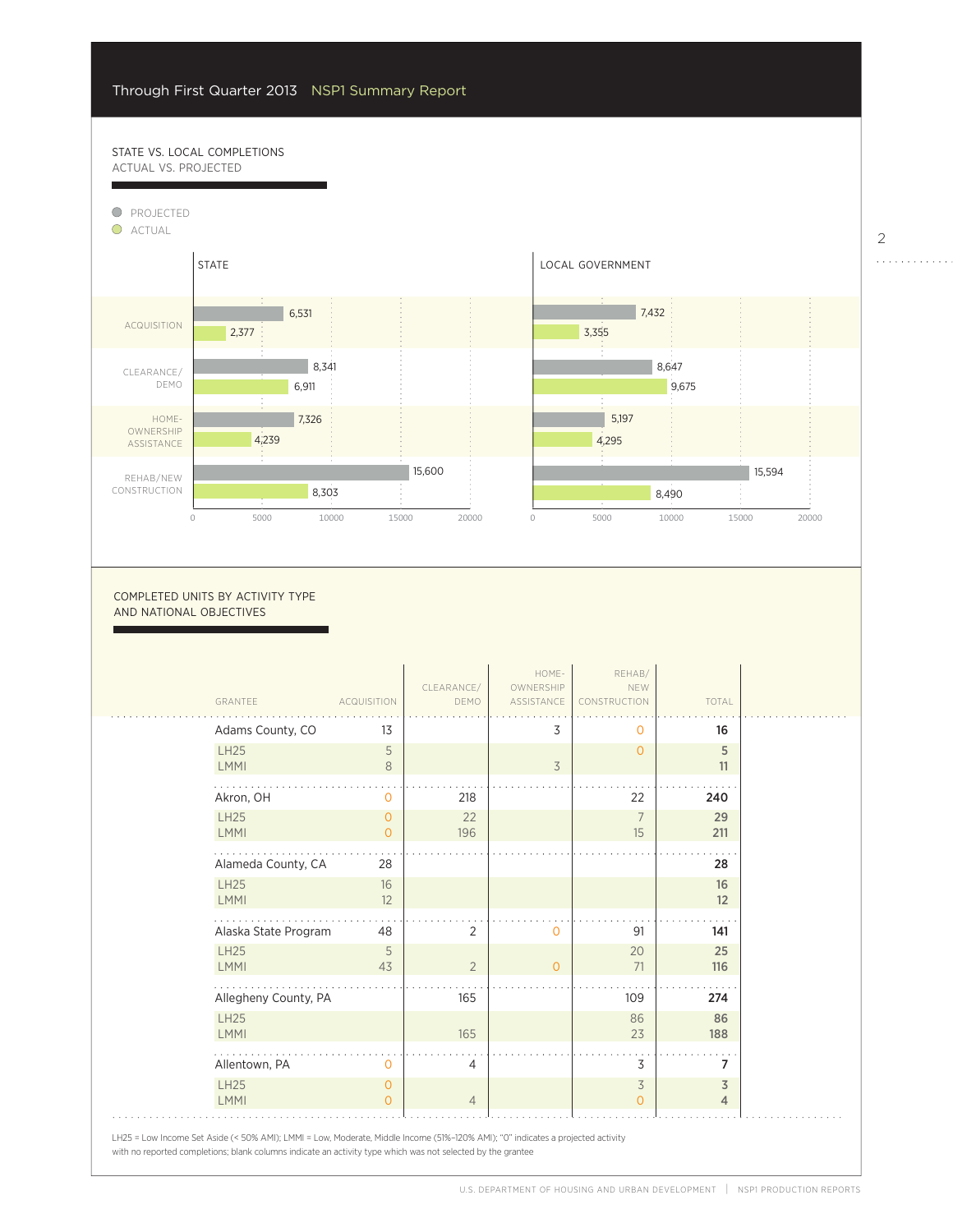## STATE VS. LOCAL COMPLETIONS
ACTUAL VS. PROJECTED

### STATE

| Activity | Projected | Actual |
|---|---|---|
| ACQUISITION | 6,531 | 2,377 |
| CLEARANCE/DEMO | 8,341 | 6,911 |
| HOME-OWNERSHIP ASSISTANCE | 7,326 | 4,239 |
| REHAB/NEW CONSTRUCTION | 15,600 | 8,303 |

### LOCAL GOVERNMENT

| Activity | Projected | Actual |
|---|---|---|
| ACQUISITION | 7,432 | 3,355 |
| CLEARANCE/DEMO | 8,647 | 9,675 |
| HOME-OWNERSHIP ASSISTANCE | 5,197 | 4,295 |
| REHAB/NEW CONSTRUCTION | 15,594 | 8,490 |

## COMPLETED UNITS BY ACTIVITY TYPE AND NATIONAL OBJECTIVES

| GRANTEE | ACQUISITION | CLEARANCE/ DEMO | HOME-OWNERSHIP ASSISTANCE | REHAB/ NEW CONSTRUCTION | TOTAL |
|---|---|---|---|---|---|
| Adams County, CO | 13 | | 3 | 0 | **16** |
| LH25 | 5 | | | 0 | **5** |
| LMMI | 8 | | 3 | | **11** |
| Akron, OH | 0 | 218 | | 22 | **240** |
| LH25 | 0 | 22 | | 7 | **29** |
| LMMI | 0 | 196 | | 15 | **211** |
| Alameda County, CA | 28 | | | | **28** |
| LH25 | 16 | | | | **16** |
| LMMI | 12 | | | | **12** |
| Alaska State Program | 48 | 2 | 0 | 91 | **141** |
| LH25 | 5 | | | 20 | **25** |
| LMMI | 43 | 2 | 0 | 71 | **116** |
| Allegheny County, PA | | 165 | | 109 | **274** |
| LH25 | | | | 86 | **86** |
| LMMI | | 165 | | 23 | **188** |
| Allentown, PA | 0 | 4 | | 3 | **7** |
| LH25 | 0 | | | 3 | **3** |
| LMMI | 0 | 4 | | 0 | **4** |

LH25 = Low Income Set Aside (< 50% AMI); LMMI = Low, Moderate, Middle Income (51%–120% AMI); "0" indicates a projected activity with no reported completions; blank columns indicate an activity type which was not selected by the grantee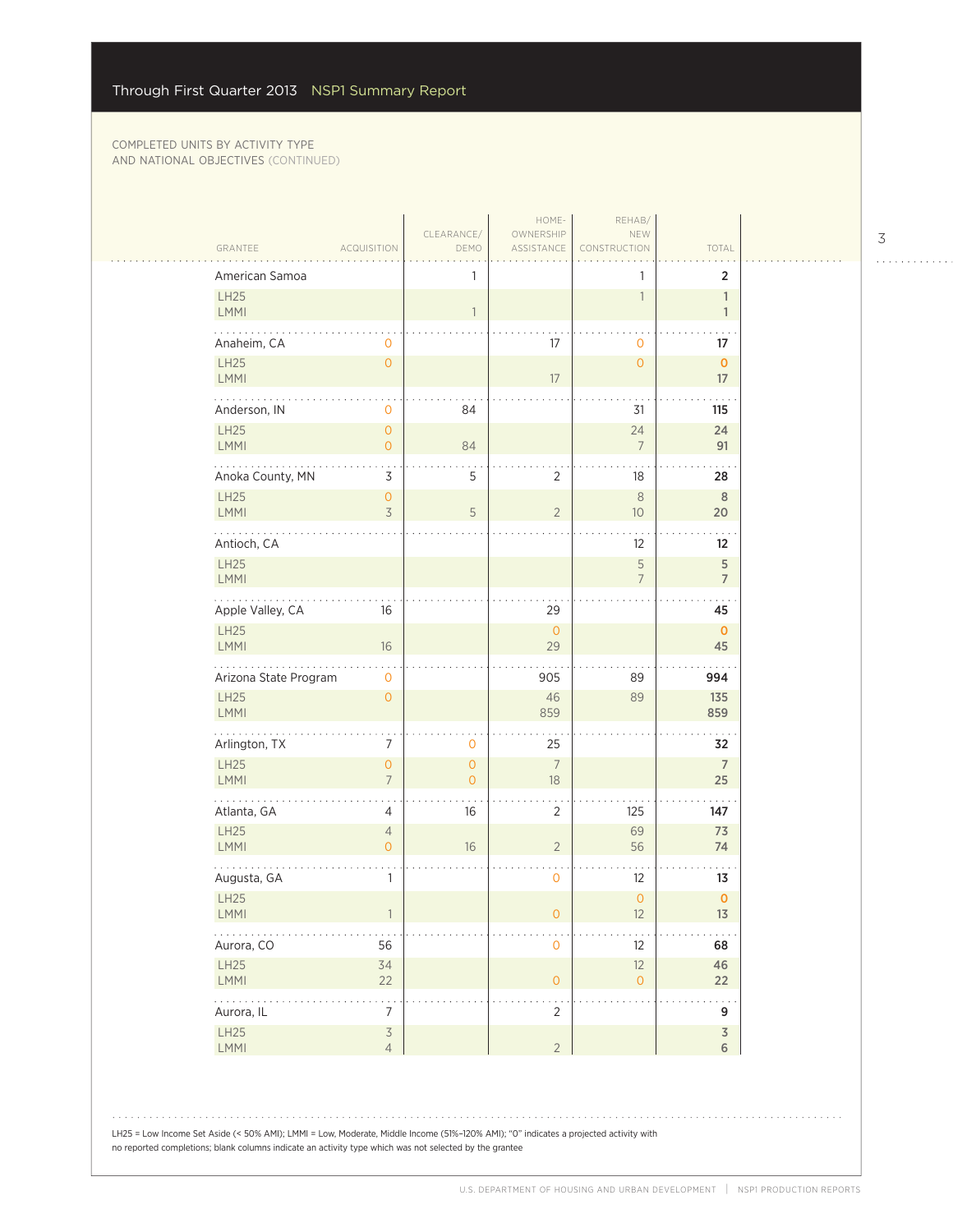Through First Quarter 2013 NSP1 Summary Report

COMPLETED UNITS BY ACTIVITY TYPE AND NATIONAL OBJECTIVES (CONTINUED)

| GRANTEE | ACQUISITION | CLEARANCE/ DEMO | HOME-OWNERSHIP ASSISTANCE | REHAB/ NEW CONSTRUCTION | TOTAL |
|---|---|---|---|---|---|
| American Samoa | | 1 | | 1 | 2 |
| LH25 | | | | 1 | 1 |
| LMMI | | 1 | | | 1 |
| Anaheim, CA | 0 | | 17 | 0 | 17 |
| LH25 | 0 | | | 0 | 0 |
| LMMI | | | 17 | | 17 |
| Anderson, IN | 0 | 84 | | 31 | 115 |
| LH25 | 0 | | | 24 | 24 |
| LMMI | 0 | 84 | | 7 | 91 |
| Anoka County, MN | 3 | 5 | 2 | 18 | 28 |
| LH25 | 0 | | | 8 | 8 |
| LMMI | 3 | 5 | 2 | 10 | 20 |
| Antioch, CA | | | | 12 | 12 |
| LH25 | | | | 5 | 5 |
| LMMI | | | | 7 | 7 |
| Apple Valley, CA | 16 | | 29 | | 45 |
| LH25 | | | 0 | | 0 |
| LMMI | 16 | | 29 | | 45 |
| Arizona State Program | 0 | | 905 | 89 | 994 |
| LH25 | 0 | | 46 | 89 | 135 |
| LMMI | | | 859 | | 859 |
| Arlington, TX | 7 | 0 | 25 | | 32 |
| LH25 | 0 | 0 | 7 | | 7 |
| LMMI | 7 | 0 | 18 | | 25 |
| Atlanta, GA | 4 | 16 | 2 | 125 | 147 |
| LH25 | 4 | | | 69 | 73 |
| LMMI | 0 | 16 | 2 | 56 | 74 |
| Augusta, GA | 1 | | 0 | 12 | 13 |
| LH25 | | | | 0 | 0 |
| LMMI | 1 | | 0 | 12 | 13 |
| Aurora, CO | 56 | | 0 | 12 | 68 |
| LH25 | 34 | | | 12 | 46 |
| LMMI | 22 | | 0 | 0 | 22 |
| Aurora, IL | 7 | | 2 | | 9 |
| LH25 | 3 | | | | 3 |
| LMMI | 4 | | 2 | | 6 |

LH25 = Low Income Set Aside (< 50% AMI); LMMI = Low, Moderate, Middle Income (51%–120% AMI); "0" indicates a projected activity with no reported completions; blank columns indicate an activity type which was not selected by the grantee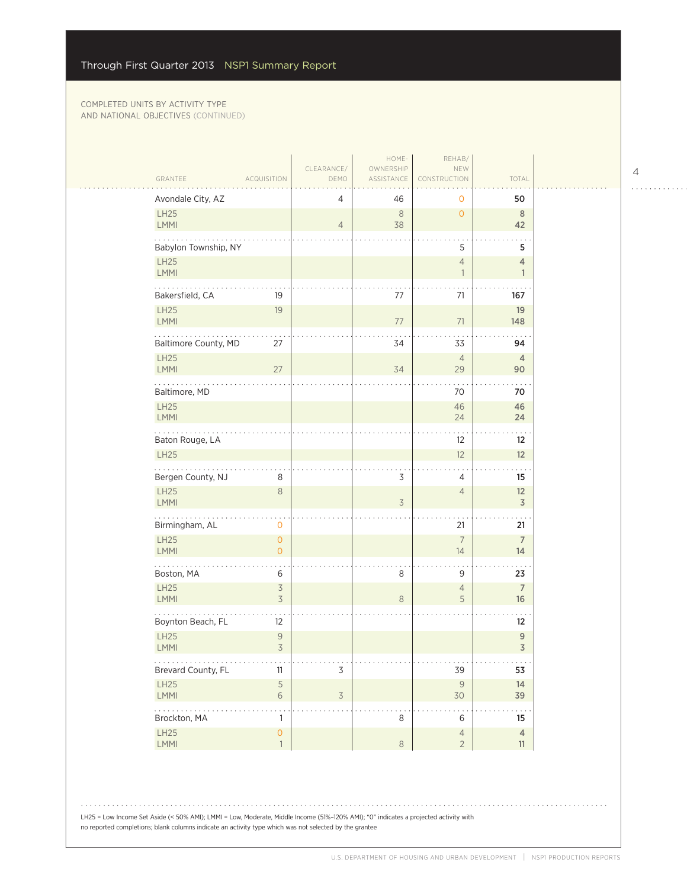COMPLETED UNITS BY ACTIVITY TYPE AND NATIONAL OBJECTIVES (CONTINUED)

| GRANTEE | ACQUISITION | CLEARANCE/ DEMO | HOME-OWNERSHIP ASSISTANCE | REHAB/ NEW CONSTRUCTION | TOTAL |
|---|---|---|---|---|---|
| **Avondale City, AZ** | | 4 | 46 | 0 | **50** |
| LH25 | | | 8 | 0 | 8 |
| LMMI | | 4 | 38 | | 42 |
| **Babylon Township, NY** | | | | 5 | **5** |
| LH25 | | | | 4 | 4 |
| LMMI | | | | 1 | 1 |
| **Bakersfield, CA** | 19 | | 77 | 71 | **167** |
| LH25 | 19 | | | | 19 |
| LMMI | | | 77 | 71 | 148 |
| **Baltimore County, MD** | 27 | | 34 | 33 | **94** |
| LH25 | | | | 4 | 4 |
| LMMI | 27 | | 34 | 29 | 90 |
| **Baltimore, MD** | | | | 70 | **70** |
| LH25 | | | | 46 | 46 |
| LMMI | | | | 24 | 24 |
| **Baton Rouge, LA** | | | | 12 | **12** |
| LH25 | | | | 12 | 12 |
| **Bergen County, NJ** | 8 | | 3 | 4 | **15** |
| LH25 | 8 | | | 4 | 12 |
| LMMI | | | 3 | | 3 |
| **Birmingham, AL** | 0 | | | 21 | **21** |
| LH25 | 0 | | | 7 | 7 |
| LMMI | 0 | | | 14 | 14 |
| **Boston, MA** | 6 | | 8 | 9 | **23** |
| LH25 | 3 | | | 4 | 7 |
| LMMI | 3 | | 8 | 5 | 16 |
| **Boynton Beach, FL** | 12 | | | | **12** |
| LH25 | 9 | | | | 9 |
| LMMI | 3 | | | | 3 |
| **Brevard County, FL** | 11 | 3 | | 39 | **53** |
| LH25 | 5 | | | 9 | 14 |
| LMMI | 6 | 3 | | 30 | 39 |
| **Brockton, MA** | 1 | | 8 | 6 | **15** |
| LH25 | 0 | | | 4 | 4 |
| LMMI | 1 | | 8 | 2 | 11 |

LH25 = Low Income Set Aside (< 50% AMI); LMMI = Low, Moderate, Middle Income (51%–120% AMI); "0" indicates a projected activity with no reported completions; blank columns indicate an activity type which was not selected by the grantee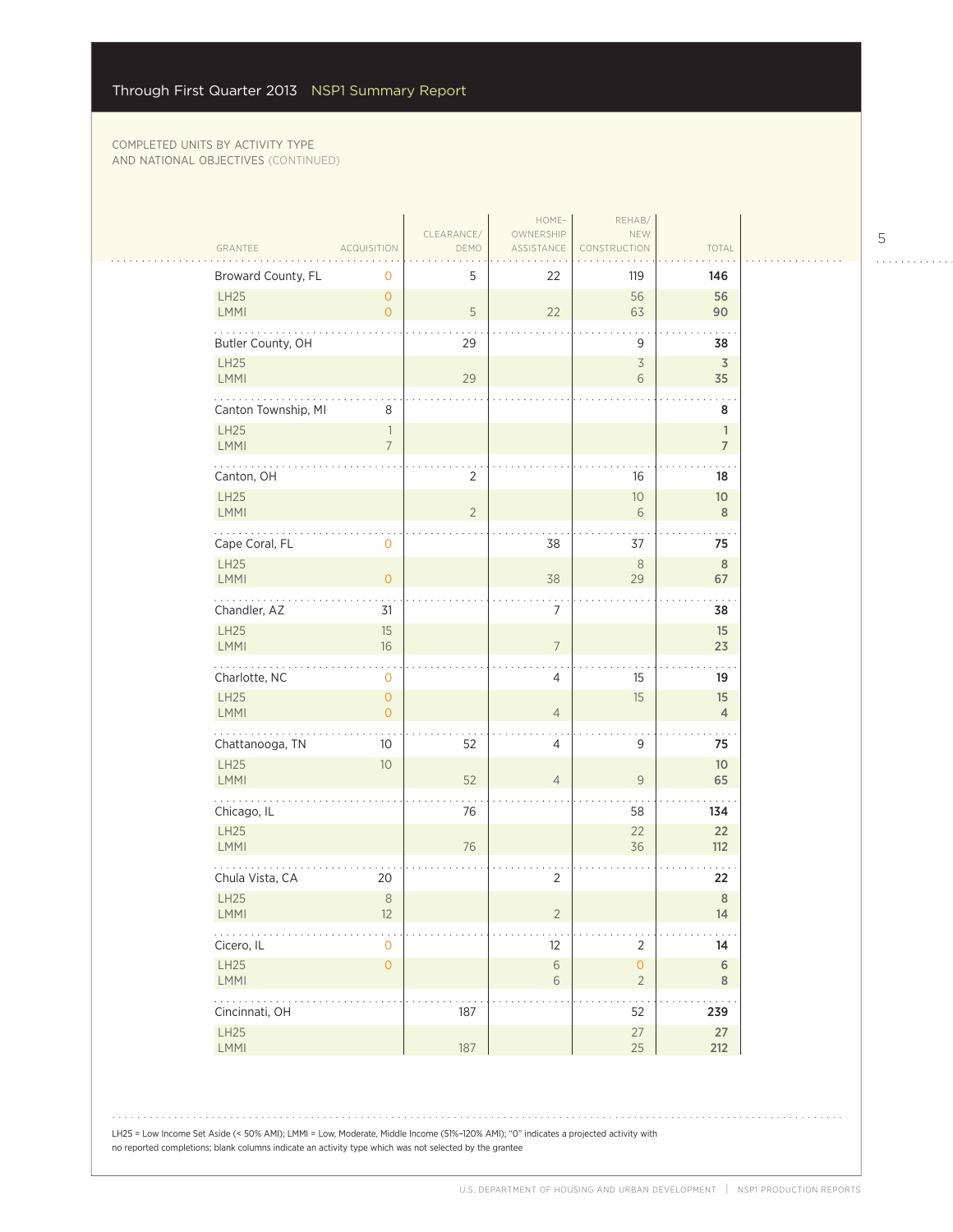COMPLETED UNITS BY ACTIVITY TYPE AND NATIONAL OBJECTIVES (CONTINUED)

| GRANTEE | ACQUISITION | CLEARANCE/ DEMO | HOME-OWNERSHIP ASSISTANCE | REHAB/ NEW CONSTRUCTION | TOTAL |
|---|---|---|---|---|---|
| **Broward County, FL** | 0 | 5 | 22 | 119 | **146** |
| LH25 | 0 | | | 56 | **56** |
| LMMI | 0 | 5 | 22 | 63 | **90** |
| **Butler County, OH** | | 29 | | 9 | **38** |
| LH25 | | | | 3 | **3** |
| LMMI | | 29 | | 6 | **35** |
| **Canton Township, MI** | 8 | | | | **8** |
| LH25 | 1 | | | | **1** |
| LMMI | 7 | | | | **7** |
| **Canton, OH** | | 2 | | 16 | **18** |
| LH25 | | | | 10 | **10** |
| LMMI | | 2 | | 6 | **8** |
| **Cape Coral, FL** | 0 | | 38 | 37 | **75** |
| LH25 | | | | 8 | **8** |
| LMMI | 0 | | 38 | 29 | **67** |
| **Chandler, AZ** | 31 | | 7 | | **38** |
| LH25 | 15 | | | | **15** |
| LMMI | 16 | | 7 | | **23** |
| **Charlotte, NC** | 0 | | 4 | 15 | **19** |
| LH25 | 0 | | | 15 | **15** |
| LMMI | 0 | | 4 | | **4** |
| **Chattanooga, TN** | 10 | 52 | 4 | 9 | **75** |
| LH25 | 10 | | | | **10** |
| LMMI | | 52 | 4 | 9 | **65** |
| **Chicago, IL** | | 76 | | 58 | **134** |
| LH25 | | | | 22 | **22** |
| LMMI | | 76 | | 36 | **112** |
| **Chula Vista, CA** | 20 | | 2 | | **22** |
| LH25 | 8 | | | | **8** |
| LMMI | 12 | | 2 | | **14** |
| **Cicero, IL** | 0 | | 12 | 2 | **14** |
| LH25 | 0 | | 6 | 0 | **6** |
| LMMI | | | 6 | 2 | **8** |
| **Cincinnati, OH** | | 187 | | 52 | **239** |
| LH25 | | | | 27 | **27** |
| LMMI | | 187 | | 25 | **212** |

LH25 = Low Income Set Aside (< 50% AMI); LMMI = Low, Moderate, Middle Income (51%–120% AMI); "0" indicates a projected activity with no reported completions; blank columns indicate an activity type which was not selected by the grantee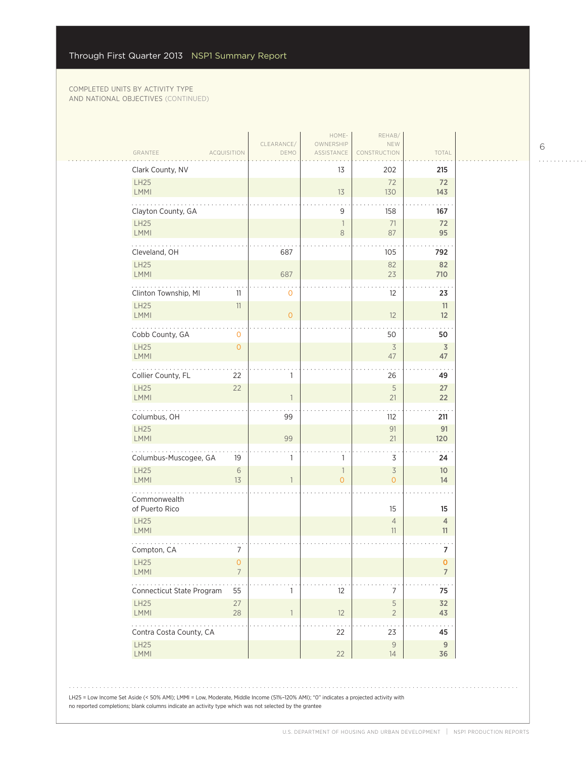COMPLETED UNITS BY ACTIVITY TYPE AND NATIONAL OBJECTIVES (CONTINUED)

| GRANTEE | ACQUISITION | CLEARANCE/ DEMO | HOME-OWNERSHIP ASSISTANCE | REHAB/ NEW CONSTRUCTION | TOTAL |
|---|---|---|---|---|---|
| Clark County, NV | | | 13 | 202 | **215** |
| LH25 | | | | 72 | **72** |
| LMMI | | | 13 | 130 | **143** |
| Clayton County, GA | | | 9 | 158 | **167** |
| LH25 | | | 1 | 71 | **72** |
| LMMI | | | 8 | 87 | **95** |
| Cleveland, OH | | 687 | | 105 | **792** |
| LH25 | | | | 82 | **82** |
| LMMI | | 687 | | 23 | **710** |
| Clinton Township, MI | 11 | 0 | | 12 | **23** |
| LH25 | 11 | | | | **11** |
| LMMI | | 0 | | 12 | **12** |
| Cobb County, GA | 0 | | | 50 | **50** |
| LH25 | 0 | | | 3 | **3** |
| LMMI | | | | 47 | **47** |
| Collier County, FL | 22 | 1 | | 26 | **49** |
| LH25 | 22 | | | 5 | **27** |
| LMMI | | 1 | | 21 | **22** |
| Columbus, OH | | 99 | | 112 | **211** |
| LH25 | | | | 91 | **91** |
| LMMI | | 99 | | 21 | **120** |
| Columbus-Muscogee, GA | 19 | 1 | 1 | 3 | **24** |
| LH25 | 6 | | 1 | 3 | **10** |
| LMMI | 13 | 1 | 0 | 0 | **14** |
| Commonwealth of Puerto Rico | | | | 15 | **15** |
| LH25 | | | | 4 | **4** |
| LMMI | | | | 11 | **11** |
| Compton, CA | 7 | | | | **7** |
| LH25 | 0 | | | | **0** |
| LMMI | 7 | | | | **7** |
| Connecticut State Program | 55 | 1 | 12 | 7 | **75** |
| LH25 | 27 | | | 5 | **32** |
| LMMI | 28 | 1 | 12 | 2 | **43** |
| Contra Costa County, CA | | | 22 | 23 | **45** |
| LH25 | | | | 9 | **9** |
| LMMI | | | 22 | 14 | **36** |

LH25 = Low Income Set Aside (< 50% AMI); LMMI = Low, Moderate, Middle Income (51%–120% AMI); "0" indicates a projected activity with no reported completions; blank columns indicate an activity type which was not selected by the grantee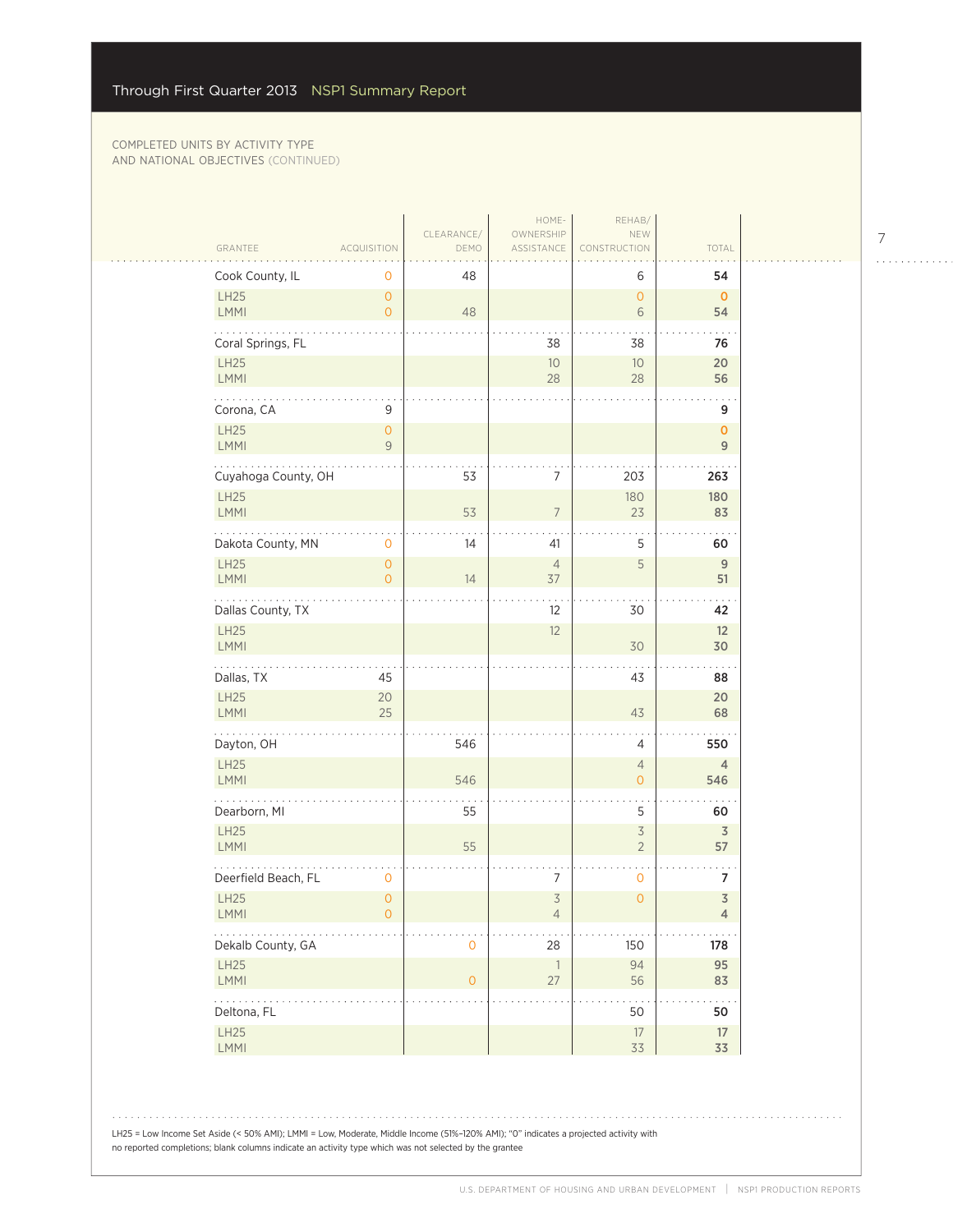COMPLETED UNITS BY ACTIVITY TYPE AND NATIONAL OBJECTIVES (CONTINUED)

| GRANTEE | ACQUISITION | CLEARANCE/ DEMO | HOME-OWNERSHIP ASSISTANCE | REHAB/ NEW CONSTRUCTION | TOTAL |
|---|---|---|---|---|---|
| **Cook County, IL** | 0 | 48 | | 6 | **54** |
| LH25 | 0 | | | 0 | **0** |
| LMMI | 0 | 48 | | 6 | **54** |
| **Coral Springs, FL** | | | 38 | 38 | **76** |
| LH25 | | | 10 | 10 | **20** |
| LMMI | | | 28 | 28 | **56** |
| **Corona, CA** | 9 | | | | **9** |
| LH25 | 0 | | | | **0** |
| LMMI | 9 | | | | **9** |
| **Cuyahoga County, OH** | | 53 | 7 | 203 | **263** |
| LH25 | | | | 180 | **180** |
| LMMI | | 53 | 7 | 23 | **83** |
| **Dakota County, MN** | 0 | 14 | 41 | 5 | **60** |
| LH25 | 0 | | 4 | 5 | **9** |
| LMMI | 0 | 14 | 37 | | **51** |
| **Dallas County, TX** | | | 12 | 30 | **42** |
| LH25 | | | 12 | | **12** |
| LMMI | | | | 30 | **30** |
| **Dallas, TX** | 45 | | | 43 | **88** |
| LH25 | 20 | | | | **20** |
| LMMI | 25 | | | 43 | **68** |
| **Dayton, OH** | | 546 | | 4 | **550** |
| LH25 | | | | 4 | **4** |
| LMMI | | 546 | | 0 | **546** |
| **Dearborn, MI** | | 55 | | 5 | **60** |
| LH25 | | | | 3 | **3** |
| LMMI | | 55 | | 2 | **57** |
| **Deerfield Beach, FL** | 0 | | 7 | 0 | **7** |
| LH25 | 0 | | 3 | 0 | **3** |
| LMMI | 0 | | 4 | | **4** |
| **Dekalb County, GA** | | 0 | 28 | 150 | **178** |
| LH25 | | | 1 | 94 | **95** |
| LMMI | | 0 | 27 | 56 | **83** |
| **Deltona, FL** | | | | 50 | **50** |
| LH25 | | | | 17 | **17** |
| LMMI | | | | 33 | **33** |

LH25 = Low Income Set Aside (< 50% AMI); LMMI = Low, Moderate, Middle Income (51%–120% AMI); "0" indicates a projected activity with no reported completions; blank columns indicate an activity type which was not selected by the grantee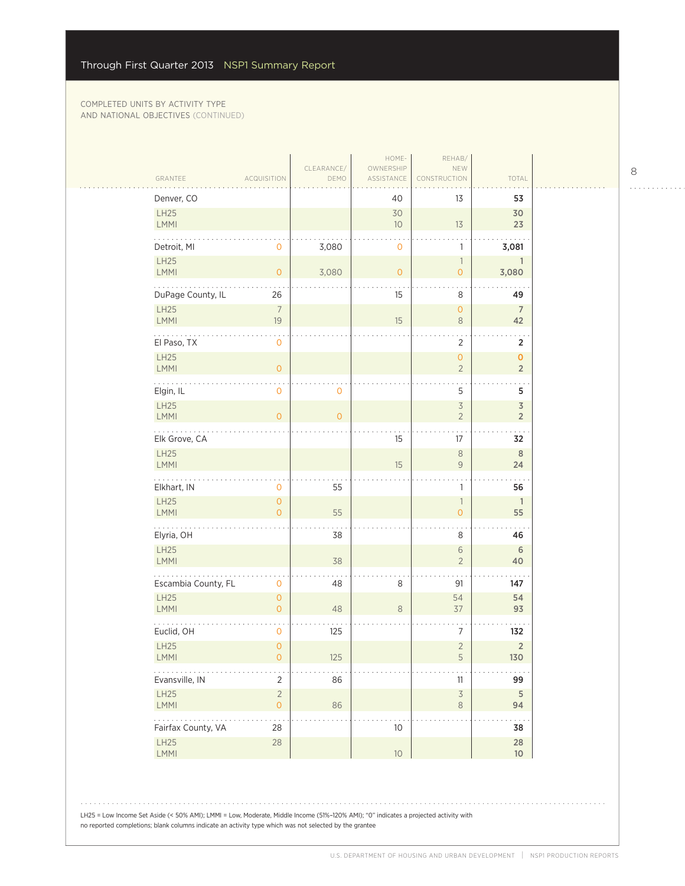COMPLETED UNITS BY ACTIVITY TYPE AND NATIONAL OBJECTIVES (CONTINUED)

| GRANTEE | ACQUISITION | CLEARANCE/ DEMO | HOME-OWNERSHIP ASSISTANCE | REHAB/ NEW CONSTRUCTION | TOTAL |
|---|---|---|---|---|---|
| Denver, CO | | | 40 | 13 | **53** |
| LH25 | | | 30 | | **30** |
| LMMI | | | 10 | 13 | **23** |
| Detroit, MI | 0 | 3,080 | 0 | 1 | **3,081** |
| LH25 | | | | 1 | **1** |
| LMMI | 0 | 3,080 | 0 | 0 | **3,080** |
| DuPage County, IL | 26 | | 15 | 8 | **49** |
| LH25 | 7 | | | 0 | **7** |
| LMMI | 19 | | 15 | 8 | **42** |
| El Paso, TX | 0 | | | 2 | **2** |
| LH25 | | | | 0 | **0** |
| LMMI | 0 | | | 2 | **2** |
| Elgin, IL | 0 | 0 | | 5 | **5** |
| LH25 | | | | 3 | **3** |
| LMMI | 0 | 0 | | 2 | **2** |
| Elk Grove, CA | | | 15 | 17 | **32** |
| LH25 | | | | 8 | **8** |
| LMMI | | | 15 | 9 | **24** |
| Elkhart, IN | 0 | 55 | | 1 | **56** |
| LH25 | 0 | | | 1 | **1** |
| LMMI | 0 | 55 | | 0 | **55** |
| Elyria, OH | | 38 | | 8 | **46** |
| LH25 | | | | 6 | **6** |
| LMMI | | 38 | | 2 | **40** |
| Escambia County, FL | 0 | 48 | 8 | 91 | **147** |
| LH25 | 0 | | | 54 | **54** |
| LMMI | 0 | 48 | 8 | 37 | **93** |
| Euclid, OH | 0 | 125 | | 7 | **132** |
| LH25 | 0 | | | 2 | **2** |
| LMMI | 0 | 125 | | 5 | **130** |
| Evansville, IN | 2 | 86 | | 11 | **99** |
| LH25 | 2 | | | 3 | **5** |
| LMMI | 0 | 86 | | 8 | **94** |
| Fairfax County, VA | 28 | | 10 | | **38** |
| LH25 | 28 | | | | **28** |
| LMMI | | | 10 | | **10** |

LH25 = Low Income Set Aside (< 50% AMI); LMMI = Low, Moderate, Middle Income (51%–120% AMI); "0" indicates a projected activity with no reported completions; blank columns indicate an activity type which was not selected by the grantee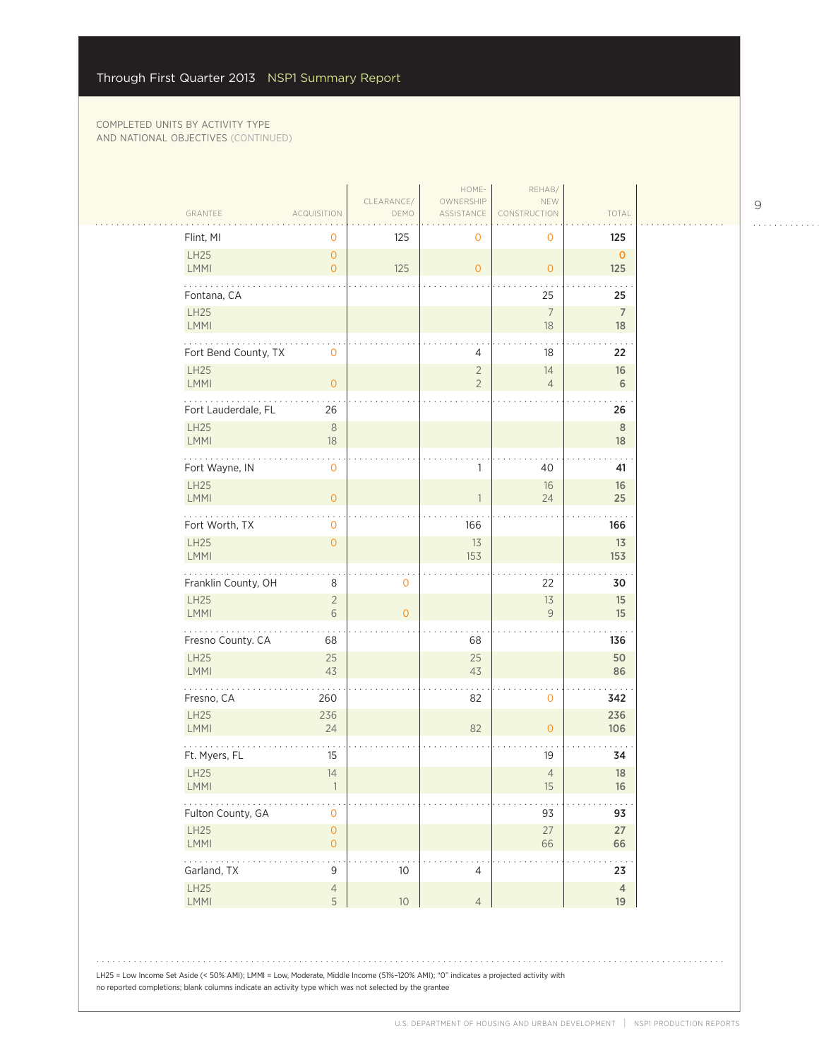COMPLETED UNITS BY ACTIVITY TYPE AND NATIONAL OBJECTIVES (CONTINUED)

| GRANTEE | ACQUISITION | CLEARANCE/ DEMO | HOME-OWNERSHIP ASSISTANCE | REHAB/ NEW CONSTRUCTION | TOTAL |
|---|---|---|---|---|---|
| **Flint, MI** | 0 | 125 | 0 | 0 | **125** |
| LH25 | 0 | | | | **0** |
| LMMI | 0 | 125 | 0 | 0 | **125** |
| **Fontana, CA** | | | | 25 | **25** |
| LH25 | | | | 7 | **7** |
| LMMI | | | | 18 | **18** |
| **Fort Bend County, TX** | 0 | | 4 | 18 | **22** |
| LH25 | | | 2 | 14 | **16** |
| LMMI | 0 | | 2 | 4 | **6** |
| **Fort Lauderdale, FL** | 26 | | | | **26** |
| LH25 | 8 | | | | **8** |
| LMMI | 18 | | | | **18** |
| **Fort Wayne, IN** | 0 | | 1 | 40 | **41** |
| LH25 | | | | 16 | **16** |
| LMMI | 0 | | 1 | 24 | **25** |
| **Fort Worth, TX** | 0 | | 166 | | **166** |
| LH25 | 0 | | 13 | | **13** |
| LMMI | | | 153 | | **153** |
| **Franklin County, OH** | 8 | 0 | | 22 | **30** |
| LH25 | 2 | | | 13 | **15** |
| LMMI | 6 | 0 | | 9 | **15** |
| **Fresno County. CA** | 68 | | 68 | | **136** |
| LH25 | 25 | | 25 | | **50** |
| LMMI | 43 | | 43 | | **86** |
| **Fresno, CA** | 260 | | 82 | 0 | **342** |
| LH25 | 236 | | | | **236** |
| LMMI | 24 | | 82 | 0 | **106** |
| **Ft. Myers, FL** | 15 | | | 19 | **34** |
| LH25 | 14 | | | 4 | **18** |
| LMMI | 1 | | | 15 | **16** |
| **Fulton County, GA** | 0 | | | 93 | **93** |
| LH25 | 0 | | | 27 | **27** |
| LMMI | 0 | | | 66 | **66** |
| **Garland, TX** | 9 | 10 | 4 | | **23** |
| LH25 | 4 | | | | **4** |
| LMMI | 5 | 10 | 4 | | **19** |

LH25 = Low Income Set Aside (< 50% AMI); LMMI = Low, Moderate, Middle Income (51%–120% AMI); "0" indicates a projected activity with no reported completions; blank columns indicate an activity type which was not selected by the grantee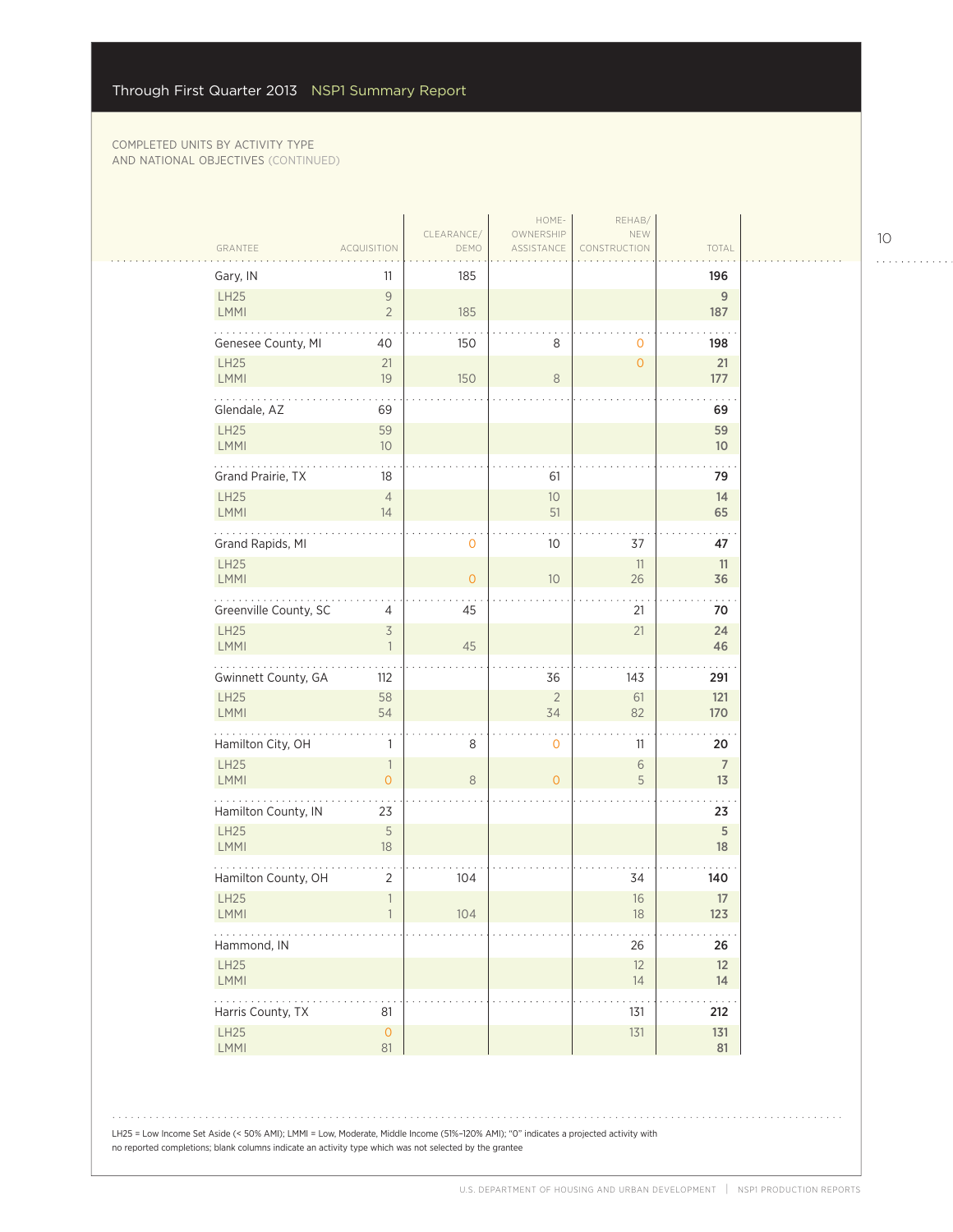COMPLETED UNITS BY ACTIVITY TYPE AND NATIONAL OBJECTIVES (CONTINUED)

| GRANTEE | ACQUISITION | CLEARANCE/ DEMO | HOME-OWNERSHIP ASSISTANCE | REHAB/ NEW CONSTRUCTION | TOTAL |
|---|---|---|---|---|---|
| Gary, IN | 11 | 185 | | | **196** |
| LH25 | 9 | | | | **9** |
| LMMI | 2 | 185 | | | **187** |
| Genesee County, MI | 40 | 150 | 8 | 0 | **198** |
| LH25 | 21 | | | 0 | **21** |
| LMMI | 19 | 150 | 8 | | **177** |
| Glendale, AZ | 69 | | | | **69** |
| LH25 | 59 | | | | **59** |
| LMMI | 10 | | | | **10** |
| Grand Prairie, TX | 18 | | 61 | | **79** |
| LH25 | 4 | | 10 | | **14** |
| LMMI | 14 | | 51 | | **65** |
| Grand Rapids, MI | | 0 | 10 | 37 | **47** |
| LH25 | | | | 11 | **11** |
| LMMI | | 0 | 10 | 26 | **36** |
| Greenville County, SC | 4 | 45 | | 21 | **70** |
| LH25 | 3 | | | 21 | **24** |
| LMMI | 1 | 45 | | | **46** |
| Gwinnett County, GA | 112 | | 36 | 143 | **291** |
| LH25 | 58 | | 2 | 61 | **121** |
| LMMI | 54 | | 34 | 82 | **170** |
| Hamilton City, OH | 1 | 8 | 0 | 11 | **20** |
| LH25 | 1 | | | 6 | **7** |
| LMMI | 0 | 8 | 0 | 5 | **13** |
| Hamilton County, IN | 23 | | | | **23** |
| LH25 | 5 | | | | **5** |
| LMMI | 18 | | | | **18** |
| Hamilton County, OH | 2 | 104 | | 34 | **140** |
| LH25 | 1 | | | 16 | **17** |
| LMMI | 1 | 104 | | 18 | **123** |
| Hammond, IN | | | | 26 | **26** |
| LH25 | | | | 12 | **12** |
| LMMI | | | | 14 | **14** |
| Harris County, TX | 81 | | | 131 | **212** |
| LH25 | 0 | | | 131 | **131** |
| LMMI | 81 | | | | **81** |

LH25 = Low Income Set Aside (< 50% AMI); LMMI = Low, Moderate, Middle Income (51%–120% AMI); "0" indicates a projected activity with no reported completions; blank columns indicate an activity type which was not selected by the grantee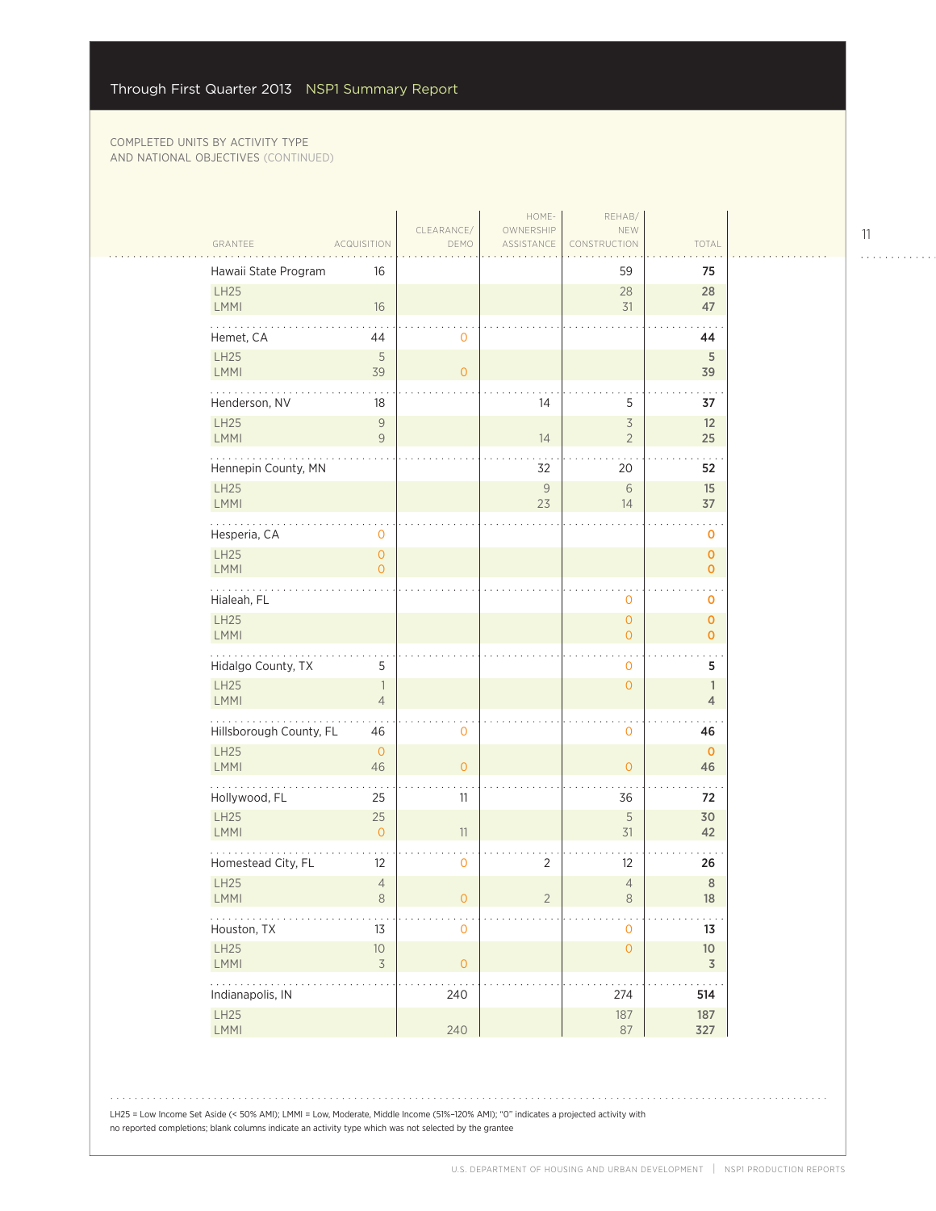COMPLETED UNITS BY ACTIVITY TYPE AND NATIONAL OBJECTIVES (CONTINUED)

| GRANTEE | ACQUISITION | CLEARANCE/ DEMO | HOME-OWNERSHIP ASSISTANCE | REHAB/ NEW CONSTRUCTION | TOTAL |
|---|---|---|---|---|---|
| Hawaii State Program | 16 | | | 59 | **75** |
| LH25 | | | | 28 | **28** |
| LMMI | 16 | | | 31 | **47** |
| Hemet, CA | 44 | 0 | | | **44** |
| LH25 | 5 | | | | **5** |
| LMMI | 39 | 0 | | | **39** |
| Henderson, NV | 18 | | 14 | 5 | **37** |
| LH25 | 9 | | | 3 | **12** |
| LMMI | 9 | | 14 | 2 | **25** |
| Hennepin County, MN | | | 32 | 20 | **52** |
| LH25 | | | 9 | 6 | **15** |
| LMMI | | | 23 | 14 | **37** |
| Hesperia, CA | 0 | | | | **0** |
| LH25 | 0 | | | | **0** |
| LMMI | 0 | | | | **0** |
| Hialeah, FL | | | | 0 | **0** |
| LH25 | | | | 0 | **0** |
| LMMI | | | | 0 | **0** |
| Hidalgo County, TX | 5 | | | 0 | **5** |
| LH25 | 1 | | | 0 | **1** |
| LMMI | 4 | | | | **4** |
| Hillsborough County, FL | 46 | 0 | | 0 | **46** |
| LH25 | 0 | | | | **0** |
| LMMI | 46 | 0 | | 0 | **46** |
| Hollywood, FL | 25 | 11 | | 36 | **72** |
| LH25 | 25 | | | 5 | **30** |
| LMMI | 0 | 11 | | 31 | **42** |
| Homestead City, FL | 12 | 0 | 2 | 12 | **26** |
| LH25 | 4 | | | 4 | **8** |
| LMMI | 8 | 0 | 2 | 8 | **18** |
| Houston, TX | 13 | 0 | | 0 | **13** |
| LH25 | 10 | | | 0 | **10** |
| LMMI | 3 | 0 | | | **3** |
| Indianapolis, IN | | 240 | | 274 | **514** |
| LH25 | | | | 187 | **187** |
| LMMI | | 240 | | 87 | **327** |

LH25 = Low Income Set Aside (< 50% AMI); LMMI = Low, Moderate, Middle Income (51%–120% AMI); "0" indicates a projected activity with no reported completions; blank columns indicate an activity type which was not selected by the grantee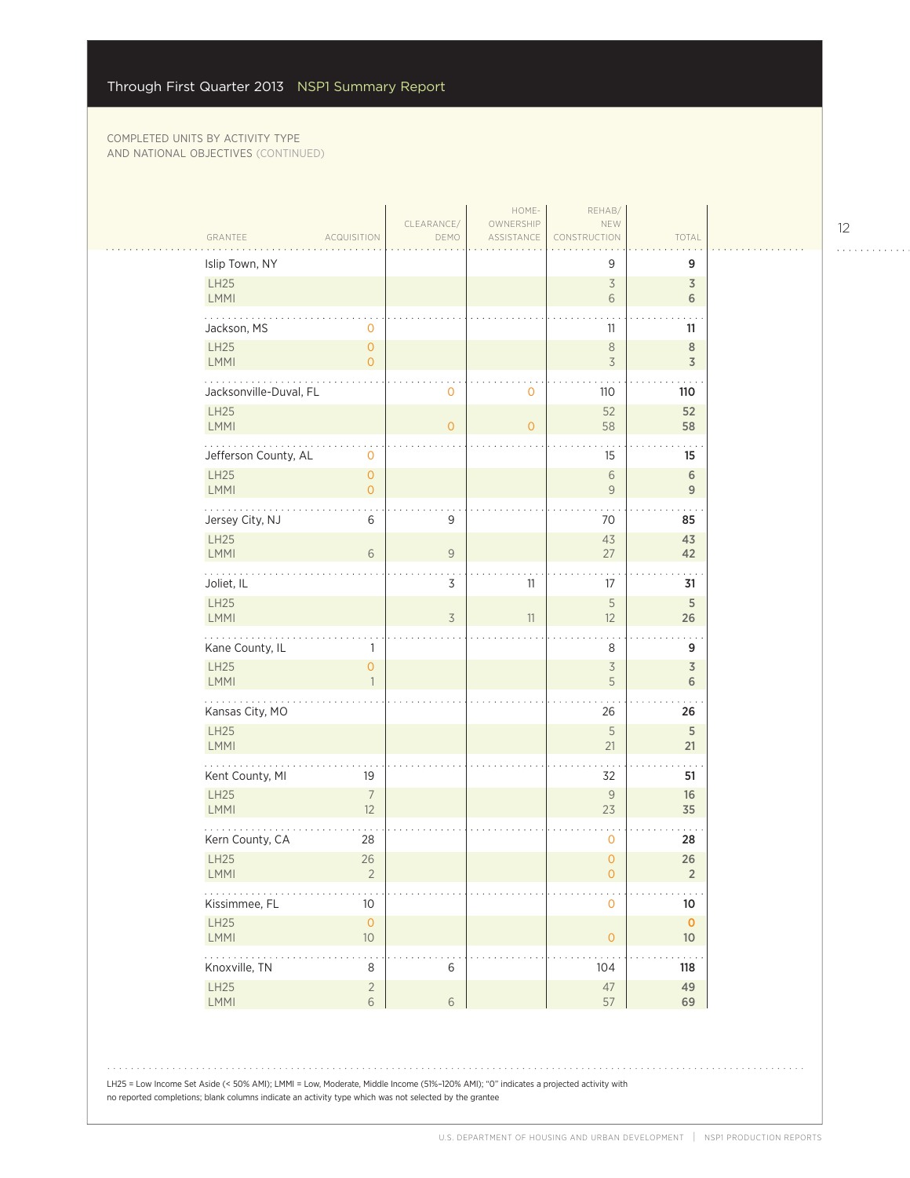COMPLETED UNITS BY ACTIVITY TYPE AND NATIONAL OBJECTIVES (CONTINUED)

| GRANTEE | ACQUISITION | CLEARANCE/ DEMO | HOME-OWNERSHIP ASSISTANCE | REHAB/ NEW CONSTRUCTION | TOTAL |
|---|---|---|---|---|---|
| Islip Town, NY | | | | 9 | **9** |
| LH25 | | | | 3 | **3** |
| LMMI | | | | 6 | **6** |
| Jackson, MS | 0 | | | 11 | **11** |
| LH25 | 0 | | | 8 | **8** |
| LMMI | 0 | | | 3 | **3** |
| Jacksonville-Duval, FL | | 0 | 0 | 110 | **110** |
| LH25 | | | | 52 | **52** |
| LMMI | | 0 | 0 | 58 | **58** |
| Jefferson County, AL | 0 | | | 15 | **15** |
| LH25 | 0 | | | 6 | **6** |
| LMMI | 0 | | | 9 | **9** |
| Jersey City, NJ | 6 | 9 | | 70 | **85** |
| LH25 | | | | 43 | **43** |
| LMMI | 6 | 9 | | 27 | **42** |
| Joliet, IL | | 3 | 11 | 17 | **31** |
| LH25 | | | | 5 | **5** |
| LMMI | | 3 | 11 | 12 | **26** |
| Kane County, IL | 1 | | | 8 | **9** |
| LH25 | 0 | | | 3 | **3** |
| LMMI | 1 | | | 5 | **6** |
| Kansas City, MO | | | | 26 | **26** |
| LH25 | | | | 5 | **5** |
| LMMI | | | | 21 | **21** |
| Kent County, MI | 19 | | | 32 | **51** |
| LH25 | 7 | | | 9 | **16** |
| LMMI | 12 | | | 23 | **35** |
| Kern County, CA | 28 | | | 0 | **28** |
| LH25 | 26 | | | 0 | **26** |
| LMMI | 2 | | | 0 | **2** |
| Kissimmee, FL | 10 | | | 0 | **10** |
| LH25 | 0 | | | | **0** |
| LMMI | 10 | | | 0 | **10** |
| Knoxville, TN | 8 | 6 | | 104 | **118** |
| LH25 | 2 | | | 47 | **49** |
| LMMI | 6 | 6 | | 57 | **69** |

LH25 = Low Income Set Aside (< 50% AMI); LMMI = Low, Moderate, Middle Income (51%–120% AMI); "0" indicates a projected activity with no reported completions; blank columns indicate an activity type which was not selected by the grantee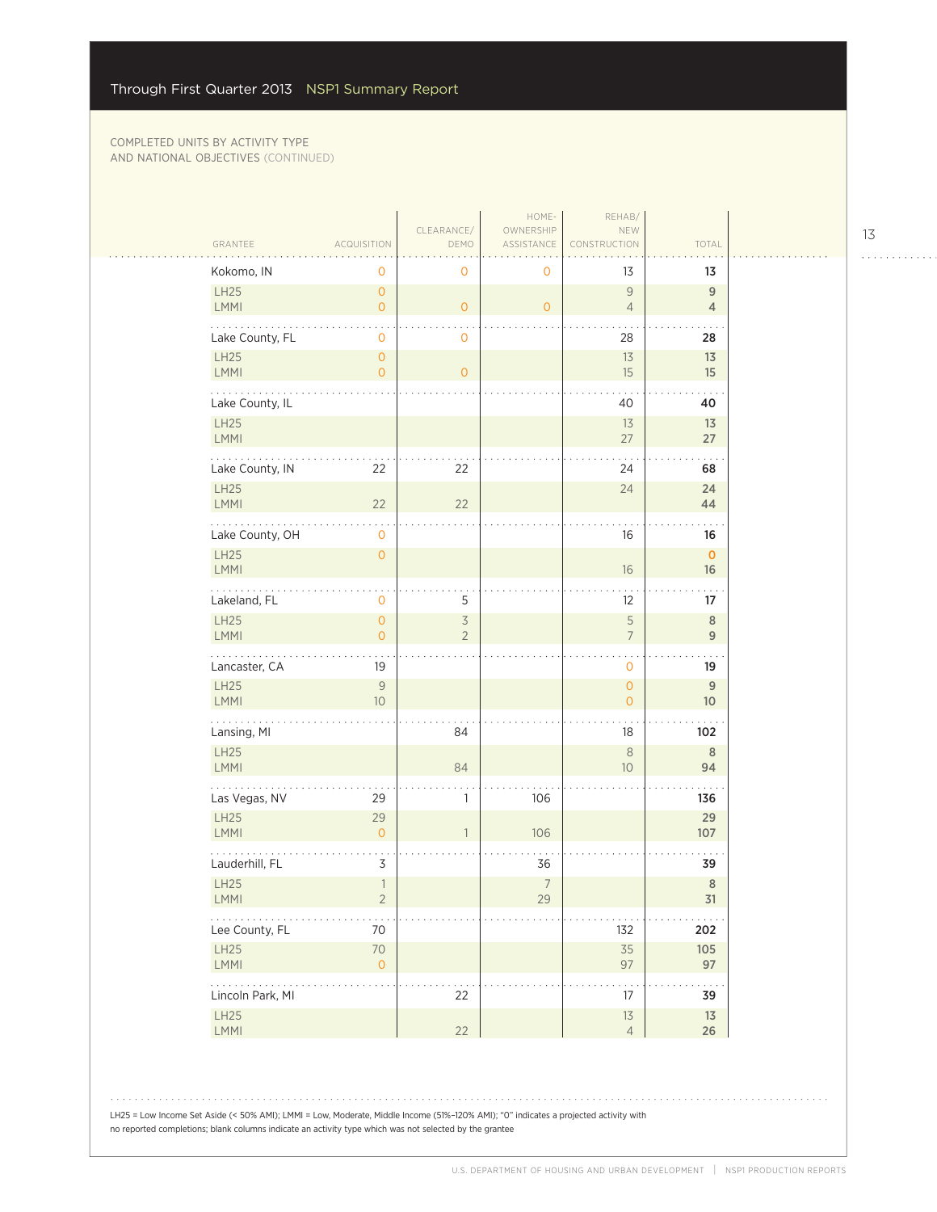COMPLETED UNITS BY ACTIVITY TYPE AND NATIONAL OBJECTIVES (CONTINUED)

| GRANTEE | ACQUISITION | CLEARANCE/ DEMO | HOME-OWNERSHIP ASSISTANCE | REHAB/ NEW CONSTRUCTION | TOTAL |
|---|---|---|---|---|---|
| Kokomo, IN | 0 | 0 | 0 | 13 | 13 |
| LH25 | 0 | | | 9 | 9 |
| LMMI | 0 | 0 | 0 | 4 | 4 |
| Lake County, FL | 0 | 0 | | 28 | 28 |
| LH25 | 0 | | | 13 | 13 |
| LMMI | 0 | 0 | | 15 | 15 |
| Lake County, IL | | | | 40 | 40 |
| LH25 | | | | 13 | 13 |
| LMMI | | | | 27 | 27 |
| Lake County, IN | 22 | 22 | | 24 | 68 |
| LH25 | | | | 24 | 24 |
| LMMI | 22 | 22 | | | 44 |
| Lake County, OH | 0 | | | 16 | 16 |
| LH25 | 0 | | | | 0 |
| LMMI | | | | 16 | 16 |
| Lakeland, FL | 0 | 5 | | 12 | 17 |
| LH25 | 0 | 3 | | 5 | 8 |
| LMMI | 0 | 2 | | 7 | 9 |
| Lancaster, CA | 19 | | | 0 | 19 |
| LH25 | 9 | | | 0 | 9 |
| LMMI | 10 | | | 0 | 10 |
| Lansing, MI | | 84 | | 18 | 102 |
| LH25 | | | | 8 | 8 |
| LMMI | | 84 | | 10 | 94 |
| Las Vegas, NV | 29 | 1 | 106 | | 136 |
| LH25 | 29 | | | | 29 |
| LMMI | 0 | 1 | 106 | | 107 |
| Lauderhill, FL | 3 | | 36 | | 39 |
| LH25 | 1 | | 7 | | 8 |
| LMMI | 2 | | 29 | | 31 |
| Lee County, FL | 70 | | | 132 | 202 |
| LH25 | 70 | | | 35 | 105 |
| LMMI | 0 | | | 97 | 97 |
| Lincoln Park, MI | | 22 | | 17 | 39 |
| LH25 | | | | 13 | 13 |
| LMMI | | 22 | | 4 | 26 |

LH25 = Low Income Set Aside (< 50% AMI); LMMI = Low, Moderate, Middle Income (51%–120% AMI); "0" indicates a projected activity with no reported completions; blank columns indicate an activity type which was not selected by the grantee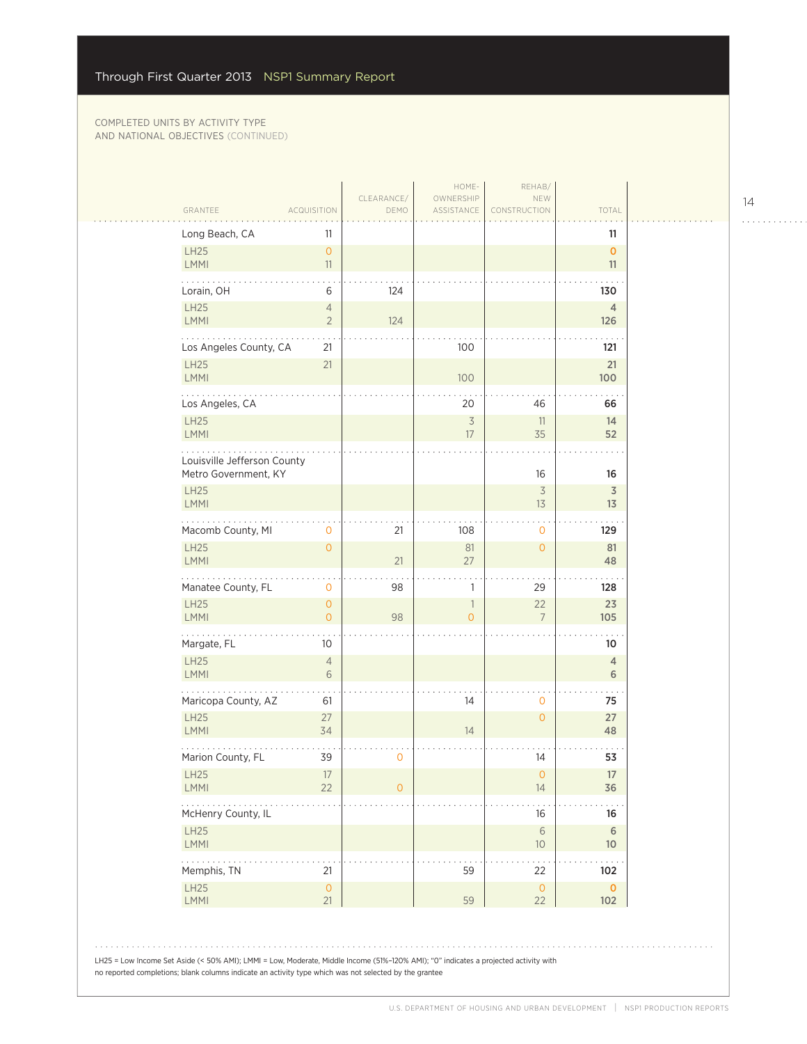COMPLETED UNITS BY ACTIVITY TYPE AND NATIONAL OBJECTIVES (CONTINUED)

| GRANTEE | ACQUISITION | CLEARANCE/ DEMO | HOME-OWNERSHIP ASSISTANCE | REHAB/ NEW CONSTRUCTION | TOTAL |
|---|---|---|---|---|---|
| Long Beach, CA | 11 | | | | **11** |
| LH25 | 0 | | | | **0** |
| LMMI | 11 | | | | **11** |
| Lorain, OH | 6 | 124 | | | **130** |
| LH25 | 4 | | | | **4** |
| LMMI | 2 | 124 | | | **126** |
| Los Angeles County, CA | 21 | | 100 | | **121** |
| LH25 | 21 | | | | **21** |
| LMMI | | | 100 | | **100** |
| Los Angeles, CA | | | 20 | 46 | **66** |
| LH25 | | | 3 | 11 | **14** |
| LMMI | | | 17 | 35 | **52** |
| Louisville Jefferson County Metro Government, KY | | | | 16 | **16** |
| LH25 | | | | 3 | **3** |
| LMMI | | | | 13 | **13** |
| Macomb County, MI | 0 | 21 | 108 | 0 | **129** |
| LH25 | 0 | | 81 | 0 | **81** |
| LMMI | | 21 | 27 | | **48** |
| Manatee County, FL | 0 | 98 | 1 | 29 | **128** |
| LH25 | 0 | | 1 | 22 | **23** |
| LMMI | 0 | 98 | 0 | 7 | **105** |
| Margate, FL | 10 | | | | **10** |
| LH25 | 4 | | | | **4** |
| LMMI | 6 | | | | **6** |
| Maricopa County, AZ | 61 | | 14 | 0 | **75** |
| LH25 | 27 | | | 0 | **27** |
| LMMI | 34 | | 14 | | **48** |
| Marion County, FL | 39 | 0 | | 14 | **53** |
| LH25 | 17 | | | 0 | **17** |
| LMMI | 22 | 0 | | 14 | **36** |
| McHenry County, IL | | | | 16 | **16** |
| LH25 | | | | 6 | **6** |
| LMMI | | | | 10 | **10** |
| Memphis, TN | 21 | | 59 | 22 | **102** |
| LH25 | 0 | | | 0 | **0** |
| LMMI | 21 | | 59 | 22 | **102** |

LH25 = Low Income Set Aside (< 50% AMI); LMMI = Low, Moderate, Middle Income (51%–120% AMI); "0" indicates a projected activity with no reported completions; blank columns indicate an activity type which was not selected by the grantee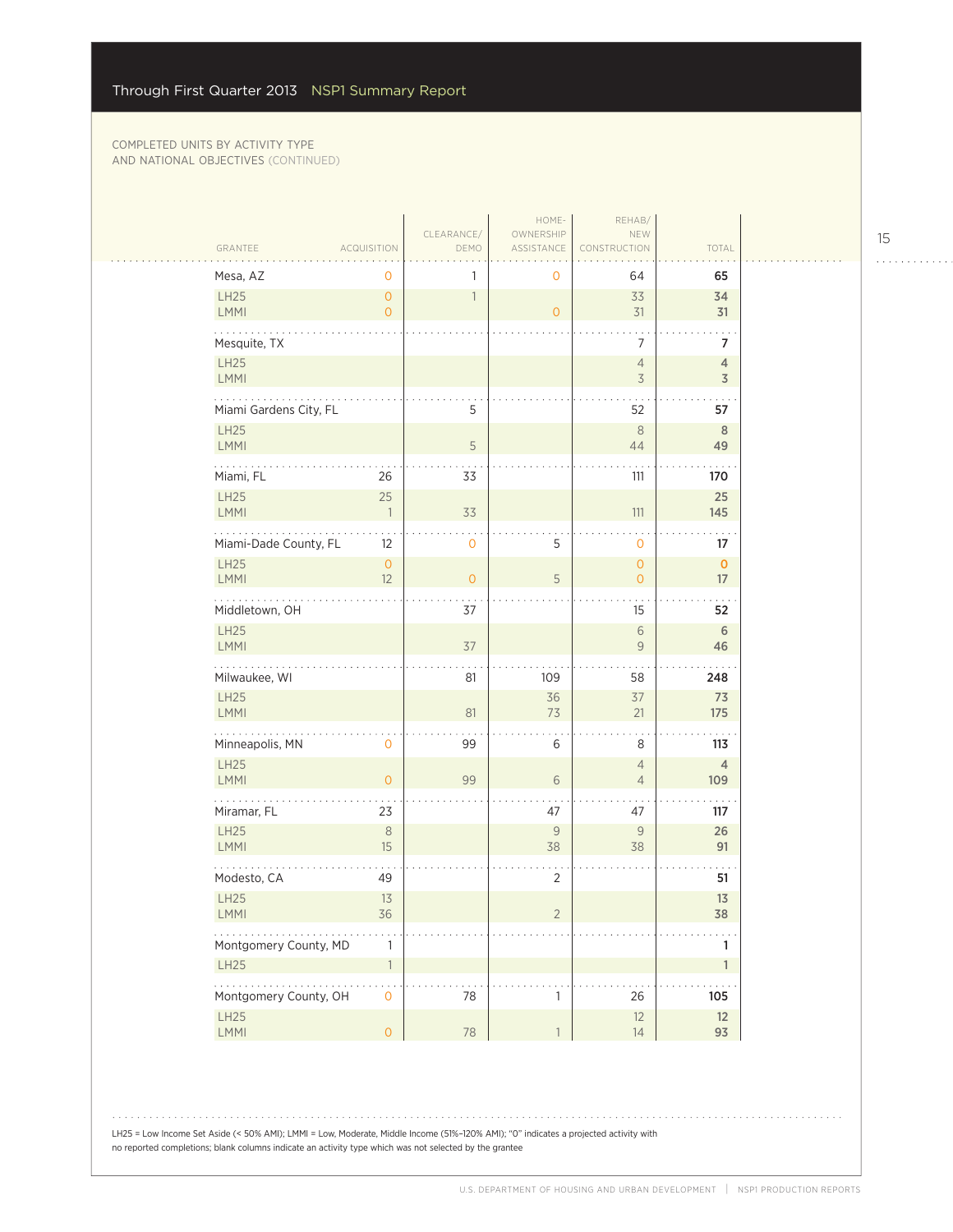COMPLETED UNITS BY ACTIVITY TYPE AND NATIONAL OBJECTIVES (CONTINUED)

| GRANTEE | ACQUISITION | CLEARANCE/ DEMO | HOME-OWNERSHIP ASSISTANCE | REHAB/ NEW CONSTRUCTION | TOTAL |
|---|---|---|---|---|---|
| Mesa, AZ | 0 | 1 | 0 | 64 | **65** |
| LH25 | 0 | 1 | | 33 | **34** |
| LMMI | 0 | | 0 | 31 | **31** |
| Mesquite, TX | | | | 7 | **7** |
| LH25 | | | | 4 | **4** |
| LMMI | | | | 3 | **3** |
| Miami Gardens City, FL | | 5 | | 52 | **57** |
| LH25 | | | | 8 | **8** |
| LMMI | | 5 | | 44 | **49** |
| Miami, FL | 26 | 33 | | 111 | **170** |
| LH25 | 25 | | | | **25** |
| LMMI | 1 | 33 | | 111 | **145** |
| Miami-Dade County, FL | 12 | 0 | 5 | 0 | **17** |
| LH25 | 0 | | | 0 | **0** |
| LMMI | 12 | 0 | 5 | 0 | **17** |
| Middletown, OH | | 37 | | 15 | **52** |
| LH25 | | | | 6 | **6** |
| LMMI | | 37 | | 9 | **46** |
| Milwaukee, WI | | 81 | 109 | 58 | **248** |
| LH25 | | | 36 | 37 | **73** |
| LMMI | | 81 | 73 | 21 | **175** |
| Minneapolis, MN | 0 | 99 | 6 | 8 | **113** |
| LH25 | | | | 4 | **4** |
| LMMI | 0 | 99 | 6 | 4 | **109** |
| Miramar, FL | 23 | | 47 | 47 | **117** |
| LH25 | 8 | | 9 | 9 | **26** |
| LMMI | 15 | | 38 | 38 | **91** |
| Modesto, CA | 49 | | 2 | | **51** |
| LH25 | 13 | | | | **13** |
| LMMI | 36 | | 2 | | **38** |
| Montgomery County, MD | 1 | | | | **1** |
| LH25 | 1 | | | | **1** |
| Montgomery County, OH | 0 | 78 | 1 | 26 | **105** |
| LH25 | | | | 12 | **12** |
| LMMI | 0 | 78 | 1 | 14 | **93** |

LH25 = Low Income Set Aside (< 50% AMI); LMMI = Low, Moderate, Middle Income (51%–120% AMI); "0" indicates a projected activity with no reported completions; blank columns indicate an activity type which was not selected by the grantee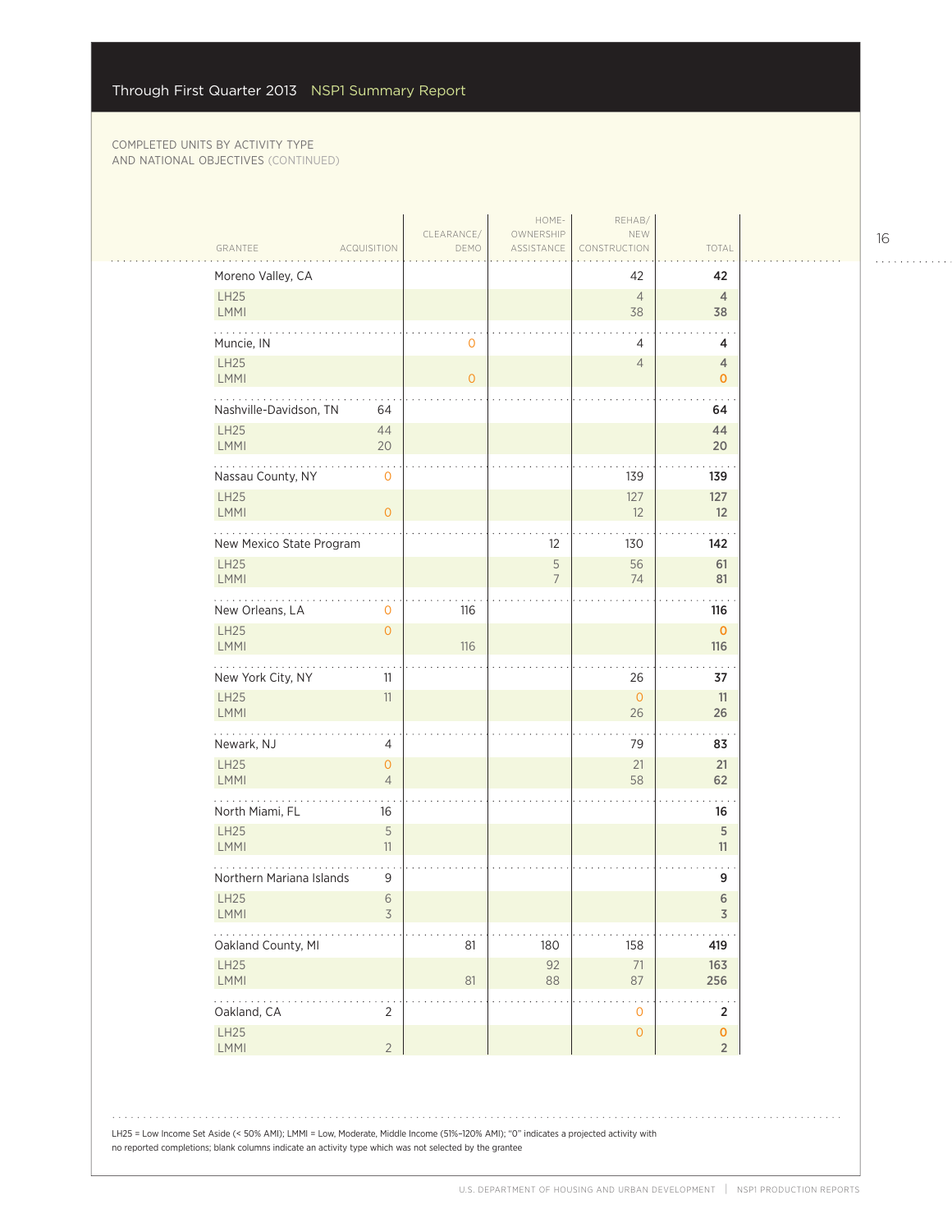COMPLETED UNITS BY ACTIVITY TYPE
AND NATIONAL OBJECTIVES (CONTINUED)

| GRANTEE | ACQUISITION | CLEARANCE/ DEMO | HOME-OWNERSHIP ASSISTANCE | REHAB/ NEW CONSTRUCTION | TOTAL |
|---|---|---|---|---|---|
| **Moreno Valley, CA** | | | | 42 | **42** |
| LH25 | | | | 4 | 4 |
| LMMI | | | | 38 | 38 |
| **Muncie, IN** | | 0 | | 4 | **4** |
| LH25 | | | | 4 | 4 |
| LMMI | | 0 | | | 0 |
| **Nashville-Davidson, TN** | 64 | | | | **64** |
| LH25 | 44 | | | | 44 |
| LMMI | 20 | | | | 20 |
| **Nassau County, NY** | 0 | | | 139 | **139** |
| LH25 | | | | 127 | 127 |
| LMMI | 0 | | | 12 | 12 |
| **New Mexico State Program** | | | 12 | 130 | **142** |
| LH25 | | | 5 | 56 | 61 |
| LMMI | | | 7 | 74 | 81 |
| **New Orleans, LA** | 0 | 116 | | | **116** |
| LH25 | 0 | | | | 0 |
| LMMI | | 116 | | | 116 |
| **New York City, NY** | 11 | | | 26 | **37** |
| LH25 | 11 | | | 0 | 11 |
| LMMI | | | | 26 | 26 |
| **Newark, NJ** | 4 | | | 79 | **83** |
| LH25 | 0 | | | 21 | 21 |
| LMMI | 4 | | | 58 | 62 |
| **North Miami, FL** | 16 | | | | **16** |
| LH25 | 5 | | | | 5 |
| LMMI | 11 | | | | 11 |
| **Northern Mariana Islands** | 9 | | | | **9** |
| LH25 | 6 | | | | 6 |
| LMMI | 3 | | | | 3 |
| **Oakland County, MI** | | 81 | 180 | 158 | **419** |
| LH25 | | | 92 | 71 | 163 |
| LMMI | | 81 | 88 | 87 | 256 |
| **Oakland, CA** | 2 | | | 0 | **2** |
| LH25 | | | | 0 | 0 |
| LMMI | 2 | | | | 2 |

LH25 = Low Income Set Aside (< 50% AMI); LMMI = Low, Moderate, Middle Income (51%–120% AMI); "0" indicates a projected activity with no reported completions; blank columns indicate an activity type which was not selected by the grantee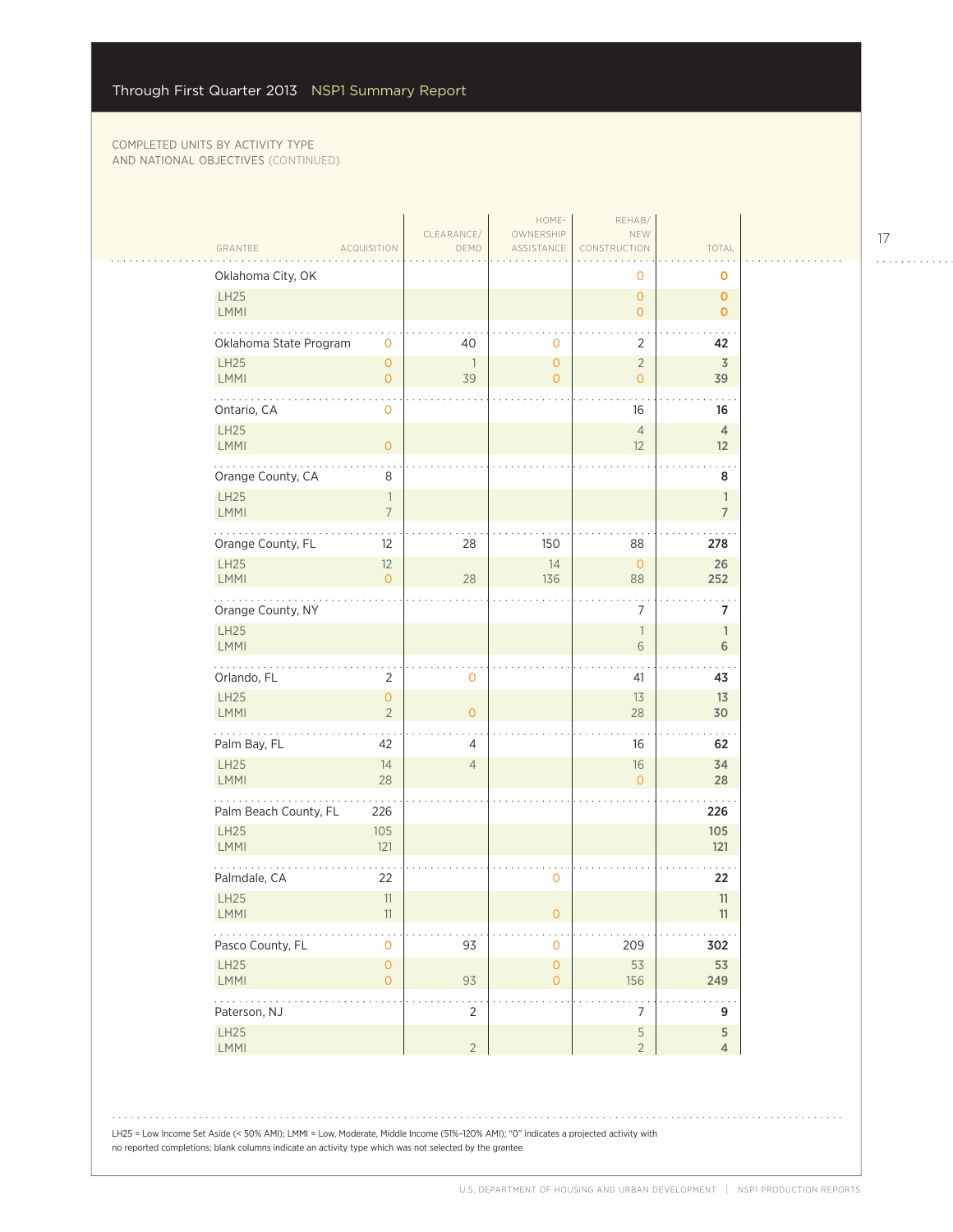COMPLETED UNITS BY ACTIVITY TYPE AND NATIONAL OBJECTIVES (CONTINUED)

| GRANTEE | ACQUISITION | CLEARANCE/ DEMO | HOME-OWNERSHIP ASSISTANCE | REHAB/ NEW CONSTRUCTION | TOTAL |
|---|---|---|---|---|---|
| Oklahoma City, OK | | | | 0 | **0** |
| LH25 | | | | 0 | **0** |
| LMMI | | | | 0 | **0** |
| Oklahoma State Program | 0 | 40 | 0 | 2 | **42** |
| LH25 | 0 | 1 | 0 | 2 | **3** |
| LMMI | 0 | 39 | 0 | 0 | **39** |
| Ontario, CA | 0 | | | 16 | **16** |
| LH25 | | | | 4 | **4** |
| LMMI | 0 | | | 12 | **12** |
| Orange County, CA | 8 | | | | **8** |
| LH25 | 1 | | | | **1** |
| LMMI | 7 | | | | **7** |
| Orange County, FL | 12 | 28 | 150 | 88 | **278** |
| LH25 | 12 | | 14 | 0 | **26** |
| LMMI | 0 | 28 | 136 | 88 | **252** |
| Orange County, NY | | | | 7 | **7** |
| LH25 | | | | 1 | **1** |
| LMMI | | | | 6 | **6** |
| Orlando, FL | 2 | 0 | | 41 | **43** |
| LH25 | 0 | | | 13 | **13** |
| LMMI | 2 | 0 | | 28 | **30** |
| Palm Bay, FL | 42 | 4 | | 16 | **62** |
| LH25 | 14 | 4 | | 16 | **34** |
| LMMI | 28 | | | 0 | **28** |
| Palm Beach County, FL | 226 | | | | **226** |
| LH25 | 105 | | | | **105** |
| LMMI | 121 | | | | **121** |
| Palmdale, CA | 22 | | 0 | | **22** |
| LH25 | 11 | | | | **11** |
| LMMI | 11 | | 0 | | **11** |
| Pasco County, FL | 0 | 93 | 0 | 209 | **302** |
| LH25 | 0 | | 0 | 53 | **53** |
| LMMI | 0 | 93 | 0 | 156 | **249** |
| Paterson, NJ | | 2 | | 7 | **9** |
| LH25 | | | | 5 | **5** |
| LMMI | | 2 | | 2 | **4** |

LH25 = Low Income Set Aside (< 50% AMI); LMMI = Low, Moderate, Middle Income (51%–120% AMI); "0" indicates a projected activity with no reported completions; blank columns indicate an activity type which was not selected by the grantee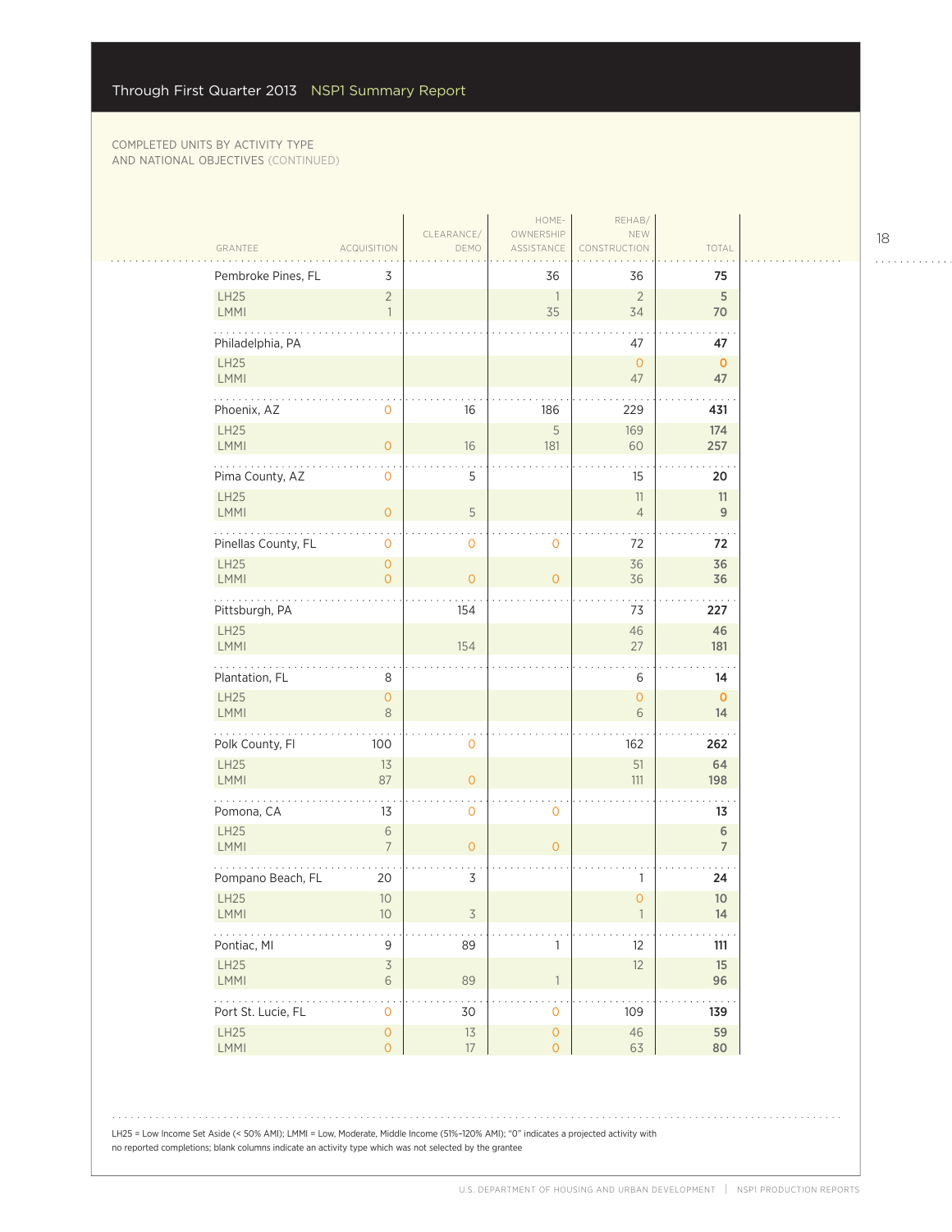COMPLETED UNITS BY ACTIVITY TYPE AND NATIONAL OBJECTIVES (CONTINUED)

| GRANTEE | ACQUISITION | CLEARANCE/ DEMO | HOME-OWNERSHIP ASSISTANCE | REHAB/ NEW CONSTRUCTION | TOTAL |
|---|---|---|---|---|---|
| **Pembroke Pines, FL** | 3 | | 36 | 36 | **75** |
| LH25 | 2 | | 1 | 2 | 5 |
| LMMI | 1 | | 35 | 34 | 70 |
| **Philadelphia, PA** | | | | 47 | **47** |
| LH25 | | | | 0 | 0 |
| LMMI | | | | 47 | 47 |
| **Phoenix, AZ** | 0 | 16 | 186 | 229 | **431** |
| LH25 | | | 5 | 169 | 174 |
| LMMI | 0 | 16 | 181 | 60 | 257 |
| **Pima County, AZ** | 0 | 5 | | 15 | **20** |
| LH25 | | | | 11 | 11 |
| LMMI | 0 | 5 | | 4 | 9 |
| **Pinellas County, FL** | 0 | 0 | 0 | 72 | **72** |
| LH25 | 0 | | | 36 | 36 |
| LMMI | 0 | 0 | 0 | 36 | 36 |
| **Pittsburgh, PA** | | 154 | | 73 | **227** |
| LH25 | | | | 46 | 46 |
| LMMI | | 154 | | 27 | 181 |
| **Plantation, FL** | 8 | | | 6 | **14** |
| LH25 | 0 | | | 0 | 0 |
| LMMI | 8 | | | 6 | 14 |
| **Polk County, Fl** | 100 | 0 | | 162 | **262** |
| LH25 | 13 | | | 51 | 64 |
| LMMI | 87 | 0 | | 111 | 198 |
| **Pomona, CA** | 13 | 0 | 0 | | **13** |
| LH25 | 6 | | | | 6 |
| LMMI | 7 | 0 | 0 | | 7 |
| **Pompano Beach, FL** | 20 | 3 | | 1 | **24** |
| LH25 | 10 | | | 0 | 10 |
| LMMI | 10 | 3 | | 1 | 14 |
| **Pontiac, MI** | 9 | 89 | 1 | 12 | **111** |
| LH25 | 3 | | | 12 | 15 |
| LMMI | 6 | 89 | 1 | | 96 |
| **Port St. Lucie, FL** | 0 | 30 | 0 | 109 | **139** |
| LH25 | 0 | 13 | 0 | 46 | 59 |
| LMMI | 0 | 17 | 0 | 63 | 80 |

LH25 = Low Income Set Aside (< 50% AMI); LMMI = Low, Moderate, Middle Income (51%–120% AMI); "0" indicates a projected activity with no reported completions; blank columns indicate an activity type which was not selected by the grantee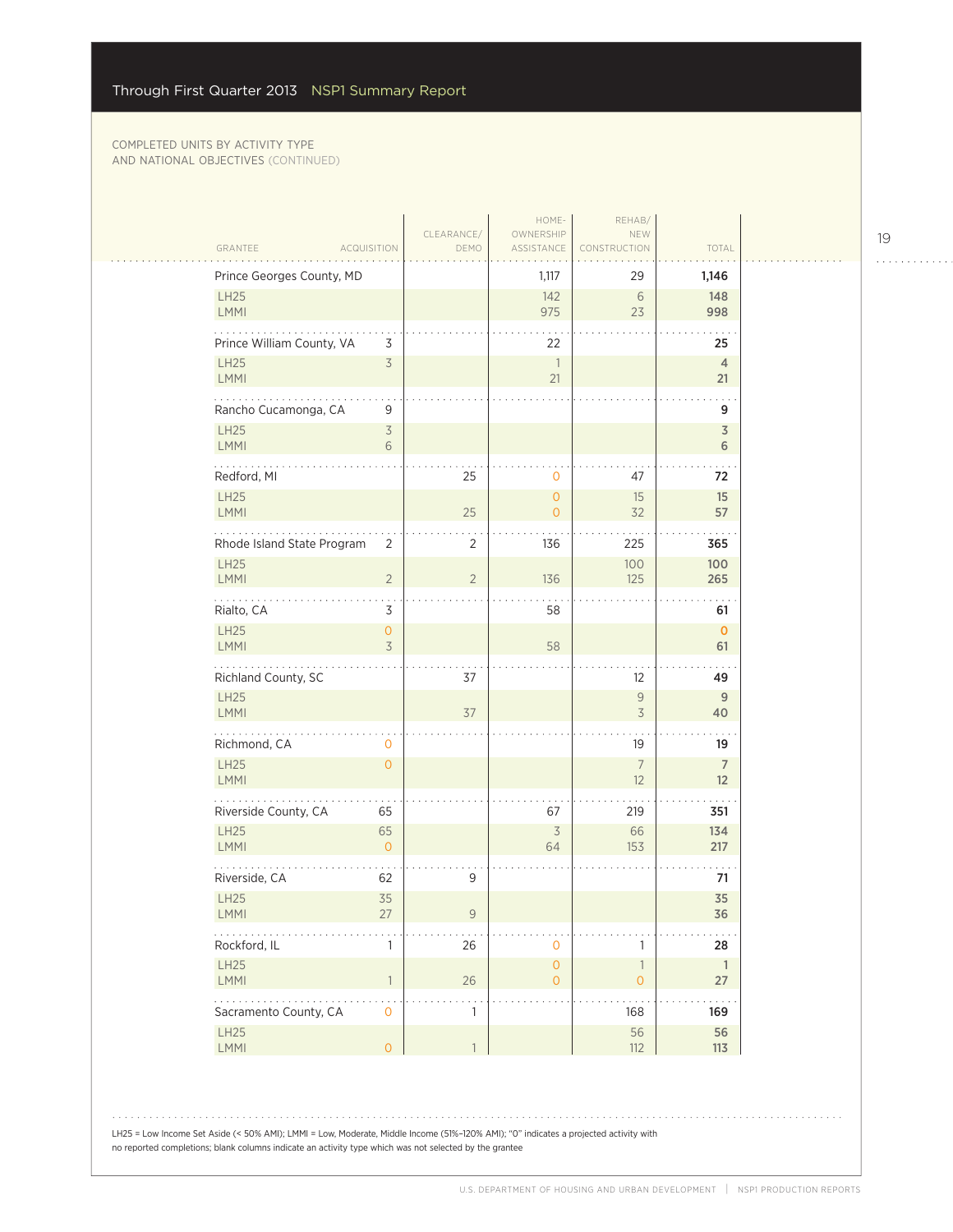COMPLETED UNITS BY ACTIVITY TYPE AND NATIONAL OBJECTIVES (CONTINUED)

| GRANTEE | ACQUISITION | CLEARANCE/ DEMO | HOME-OWNERSHIP ASSISTANCE | REHAB/ NEW CONSTRUCTION | TOTAL |
|---|---|---|---|---|---|
| Prince Georges County, MD | | | 1,117 | 29 | **1,146** |
| LH25 | | | 142 | 6 | **148** |
| LMMI | | | 975 | 23 | **998** |
| Prince William County, VA | 3 | | 22 | | **25** |
| LH25 | 3 | | 1 | | **4** |
| LMMI | | | 21 | | **21** |
| Rancho Cucamonga, CA | 9 | | | | **9** |
| LH25 | 3 | | | | **3** |
| LMMI | 6 | | | | **6** |
| Redford, MI | | 25 | 0 | 47 | **72** |
| LH25 | | | 0 | 15 | **15** |
| LMMI | | 25 | 0 | 32 | **57** |
| Rhode Island State Program | 2 | 2 | 136 | 225 | **365** |
| LH25 | | | | 100 | **100** |
| LMMI | 2 | 2 | 136 | 125 | **265** |
| Rialto, CA | 3 | | 58 | | **61** |
| LH25 | 0 | | | | **0** |
| LMMI | 3 | | 58 | | **61** |
| Richland County, SC | | 37 | | 12 | **49** |
| LH25 | | | | 9 | **9** |
| LMMI | | 37 | | 3 | **40** |
| Richmond, CA | 0 | | | 19 | **19** |
| LH25 | 0 | | | 7 | **7** |
| LMMI | | | | 12 | **12** |
| Riverside County, CA | 65 | | 67 | 219 | **351** |
| LH25 | 65 | | 3 | 66 | **134** |
| LMMI | 0 | | 64 | 153 | **217** |
| Riverside, CA | 62 | 9 | | | **71** |
| LH25 | 35 | | | | **35** |
| LMMI | 27 | 9 | | | **36** |
| Rockford, IL | 1 | 26 | 0 | 1 | **28** |
| LH25 | | | 0 | 1 | **1** |
| LMMI | 1 | 26 | 0 | 0 | **27** |
| Sacramento County, CA | 0 | 1 | | 168 | **169** |
| LH25 | | | | 56 | **56** |
| LMMI | 0 | 1 | | 112 | **113** |

LH25 = Low Income Set Aside (< 50% AMI); LMMI = Low, Moderate, Middle Income (51%–120% AMI); "0" indicates a projected activity with no reported completions; blank columns indicate an activity type which was not selected by the grantee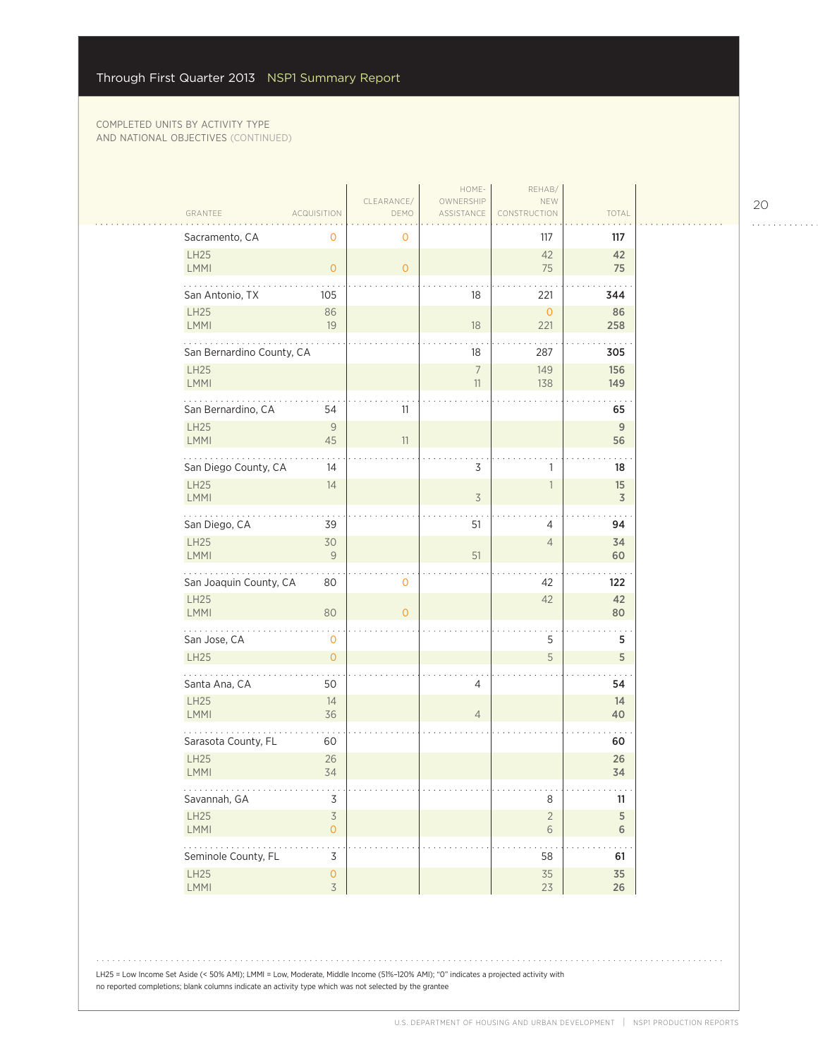COMPLETED UNITS BY ACTIVITY TYPE AND NATIONAL OBJECTIVES (CONTINUED)

| GRANTEE | ACQUISITION | CLEARANCE/ DEMO | HOME-OWNERSHIP ASSISTANCE | REHAB/ NEW CONSTRUCTION | TOTAL |
|---|---|---|---|---|---|
| Sacramento, CA | 0 | 0 | | 117 | **117** |
| LH25 | | | | 42 | **42** |
| LMMI | 0 | 0 | | 75 | **75** |
| San Antonio, TX | 105 | | 18 | 221 | **344** |
| LH25 | 86 | | | 0 | **86** |
| LMMI | 19 | | 18 | 221 | **258** |
| San Bernardino County, CA | | | 18 | 287 | **305** |
| LH25 | | | 7 | 149 | **156** |
| LMMI | | | 11 | 138 | **149** |
| San Bernardino, CA | 54 | 11 | | | **65** |
| LH25 | 9 | | | | **9** |
| LMMI | 45 | 11 | | | **56** |
| San Diego County, CA | 14 | | 3 | 1 | **18** |
| LH25 | 14 | | | 1 | **15** |
| LMMI | | | 3 | | **3** |
| San Diego, CA | 39 | | 51 | 4 | **94** |
| LH25 | 30 | | | 4 | **34** |
| LMMI | 9 | | 51 | | **60** |
| San Joaquin County, CA | 80 | 0 | | 42 | **122** |
| LH25 | | | | 42 | **42** |
| LMMI | 80 | 0 | | | **80** |
| San Jose, CA | 0 | | | 5 | **5** |
| LH25 | 0 | | | 5 | **5** |
| Santa Ana, CA | 50 | | 4 | | **54** |
| LH25 | 14 | | | | **14** |
| LMMI | 36 | | 4 | | **40** |
| Sarasota County, FL | 60 | | | | **60** |
| LH25 | 26 | | | | **26** |
| LMMI | 34 | | | | **34** |
| Savannah, GA | 3 | | | 8 | **11** |
| LH25 | 3 | | | 2 | **5** |
| LMMI | 0 | | | 6 | **6** |
| Seminole County, FL | 3 | | | 58 | **61** |
| LH25 | 0 | | | 35 | **35** |
| LMMI | 3 | | | 23 | **26** |

LH25 = Low Income Set Aside (< 50% AMI); LMMI = Low, Moderate, Middle Income (51%–120% AMI); "0" indicates a projected activity with no reported completions; blank columns indicate an activity type which was not selected by the grantee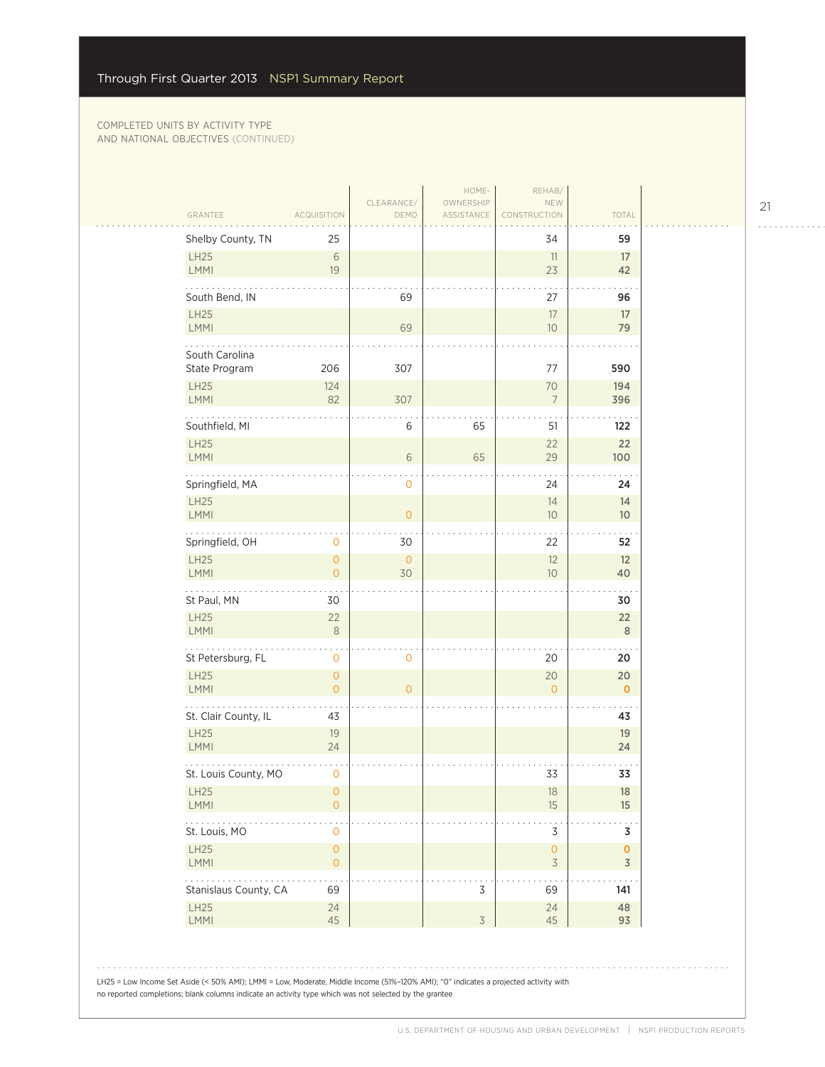COMPLETED UNITS BY ACTIVITY TYPE AND NATIONAL OBJECTIVES (CONTINUED)

| GRANTEE | ACQUISITION | CLEARANCE/ DEMO | HOME-OWNERSHIP ASSISTANCE | REHAB/ NEW CONSTRUCTION | TOTAL |
|---|---|---|---|---|---|
| **Shelby County, TN** | 25 | | | 34 | **59** |
| LH25 | 6 | | | 11 | **17** |
| LMMI | 19 | | | 23 | **42** |
| **South Bend, IN** | | 69 | | 27 | **96** |
| LH25 | | | | 17 | **17** |
| LMMI | | 69 | | 10 | **79** |
| **South Carolina State Program** | 206 | 307 | | 77 | **590** |
| LH25 | 124 | | | 70 | **194** |
| LMMI | 82 | 307 | | 7 | **396** |
| **Southfield, MI** | | 6 | 65 | 51 | **122** |
| LH25 | | | | 22 | **22** |
| LMMI | | 6 | 65 | 29 | **100** |
| **Springfield, MA** | | 0 | | 24 | **24** |
| LH25 | | | | 14 | **14** |
| LMMI | | 0 | | 10 | **10** |
| **Springfield, OH** | 0 | 30 | | 22 | **52** |
| LH25 | 0 | 0 | | 12 | **12** |
| LMMI | 0 | 30 | | 10 | **40** |
| **St Paul, MN** | 30 | | | | **30** |
| LH25 | 22 | | | | **22** |
| LMMI | 8 | | | | **8** |
| **St Petersburg, FL** | 0 | 0 | | 20 | **20** |
| LH25 | 0 | | | 20 | **20** |
| LMMI | 0 | 0 | | 0 | **0** |
| **St. Clair County, IL** | 43 | | | | **43** |
| LH25 | 19 | | | | **19** |
| LMMI | 24 | | | | **24** |
| **St. Louis County, MO** | 0 | | | 33 | **33** |
| LH25 | 0 | | | 18 | **18** |
| LMMI | 0 | | | 15 | **15** |
| **St. Louis, MO** | 0 | | | 3 | **3** |
| LH25 | 0 | | | 0 | **0** |
| LMMI | 0 | | | 3 | **3** |
| **Stanislaus County, CA** | 69 | | 3 | 69 | **141** |
| LH25 | 24 | | | 24 | **48** |
| LMMI | 45 | | 3 | 45 | **93** |

LH25 = Low Income Set Aside (< 50% AMI); LMMI = Low, Moderate, Middle Income (51%–120% AMI); "0" indicates a projected activity with no reported completions; blank columns indicate an activity type which was not selected by the grantee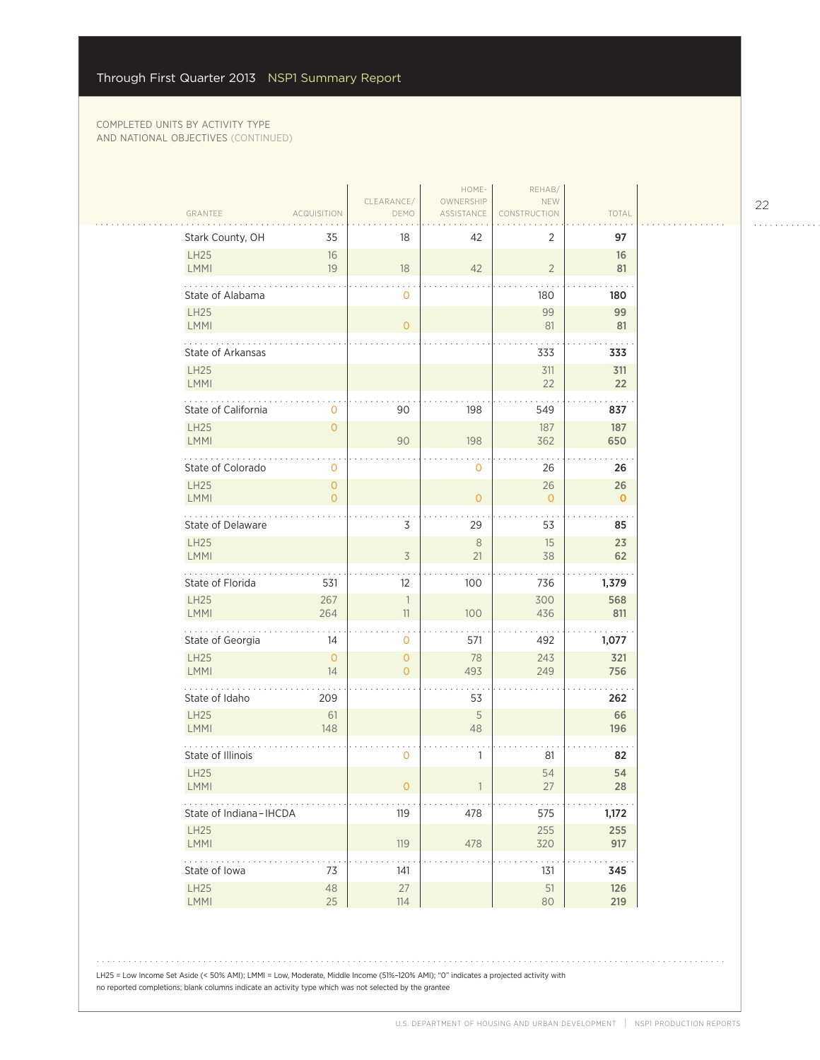COMPLETED UNITS BY ACTIVITY TYPE AND NATIONAL OBJECTIVES (CONTINUED)

| GRANTEE | ACQUISITION | CLEARANCE/ DEMO | HOME-OWNERSHIP ASSISTANCE | REHAB/ NEW CONSTRUCTION | TOTAL |
|---|---|---|---|---|---|
| **Stark County, OH** | 35 | 18 | 42 | 2 | **97** |
| LH25 | 16 | | | | **16** |
| LMMI | 19 | 18 | 42 | 2 | **81** |
| **State of Alabama** | | 0 | | 180 | **180** |
| LH25 | | | | 99 | **99** |
| LMMI | | 0 | | 81 | **81** |
| **State of Arkansas** | | | | 333 | **333** |
| LH25 | | | | 311 | **311** |
| LMMI | | | | 22 | **22** |
| **State of California** | 0 | 90 | 198 | 549 | **837** |
| LH25 | 0 | | | 187 | **187** |
| LMMI | | 90 | 198 | 362 | **650** |
| **State of Colorado** | 0 | | 0 | 26 | **26** |
| LH25 | 0 | | | 26 | **26** |
| LMMI | 0 | | 0 | 0 | **0** |
| **State of Delaware** | | 3 | 29 | 53 | **85** |
| LH25 | | | 8 | 15 | **23** |
| LMMI | | 3 | 21 | 38 | **62** |
| **State of Florida** | 531 | 12 | 100 | 736 | **1,379** |
| LH25 | 267 | 1 | | 300 | **568** |
| LMMI | 264 | 11 | 100 | 436 | **811** |
| **State of Georgia** | 14 | 0 | 571 | 492 | **1,077** |
| LH25 | 0 | 0 | 78 | 243 | **321** |
| LMMI | 14 | 0 | 493 | 249 | **756** |
| **State of Idaho** | 209 | | 53 | | **262** |
| LH25 | 61 | | 5 | | **66** |
| LMMI | 148 | | 48 | | **196** |
| **State of Illinois** | | 0 | 1 | 81 | **82** |
| LH25 | | | | 54 | **54** |
| LMMI | | 0 | 1 | 27 | **28** |
| **State of Indiana – IHCDA** | | 119 | 478 | 575 | **1,172** |
| LH25 | | | | 255 | **255** |
| LMMI | | 119 | 478 | 320 | **917** |
| **State of Iowa** | 73 | 141 | | 131 | **345** |
| LH25 | 48 | 27 | | 51 | **126** |
| LMMI | 25 | 114 | | 80 | **219** |

LH25 = Low Income Set Aside (< 50% AMI); LMMI = Low, Moderate, Middle Income (51%–120% AMI); "0" indicates a projected activity with no reported completions; blank columns indicate an activity type which was not selected by the grantee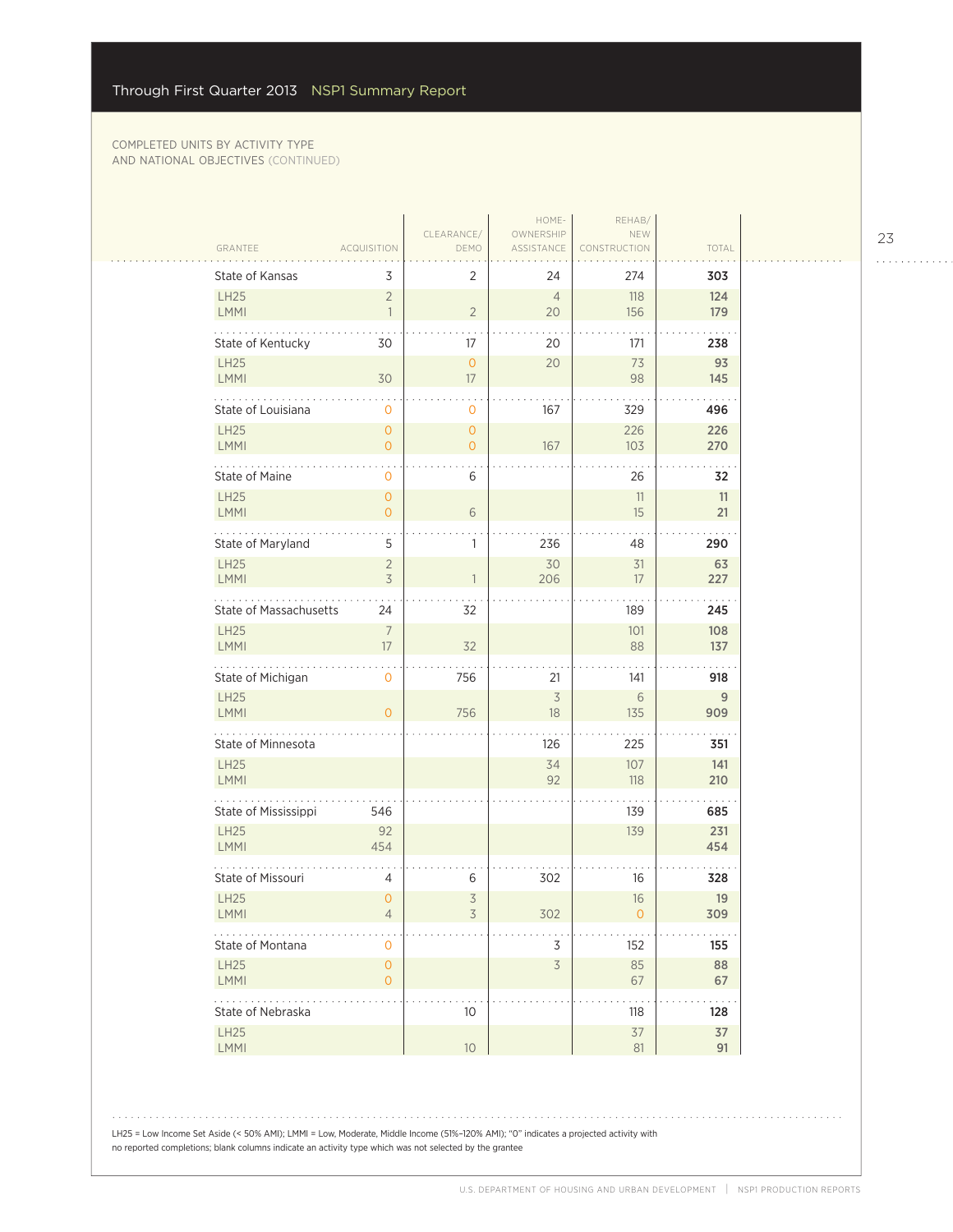COMPLETED UNITS BY ACTIVITY TYPE AND NATIONAL OBJECTIVES (CONTINUED)

| GRANTEE | ACQUISITION | CLEARANCE/ DEMO | HOME-OWNERSHIP ASSISTANCE | REHAB/ NEW CONSTRUCTION | TOTAL |
|---|---|---|---|---|---|
| State of Kansas | 3 | 2 | 24 | 274 | **303** |
| LH25 | 2 | | 4 | 118 | **124** |
| LMMI | 1 | 2 | 20 | 156 | **179** |
| State of Kentucky | 30 | 17 | 20 | 171 | **238** |
| LH25 | | 0 | 20 | 73 | **93** |
| LMMI | 30 | 17 | | 98 | **145** |
| State of Louisiana | 0 | 0 | 167 | 329 | **496** |
| LH25 | 0 | 0 | | 226 | **226** |
| LMMI | 0 | 0 | 167 | 103 | **270** |
| State of Maine | 0 | 6 | | 26 | **32** |
| LH25 | 0 | | | 11 | **11** |
| LMMI | 0 | 6 | | 15 | **21** |
| State of Maryland | 5 | 1 | 236 | 48 | **290** |
| LH25 | 2 | | 30 | 31 | **63** |
| LMMI | 3 | 1 | 206 | 17 | **227** |
| State of Massachusetts | 24 | 32 | | 189 | **245** |
| LH25 | 7 | | | 101 | **108** |
| LMMI | 17 | 32 | | 88 | **137** |
| State of Michigan | 0 | 756 | 21 | 141 | **918** |
| LH25 | | | 3 | 6 | **9** |
| LMMI | 0 | 756 | 18 | 135 | **909** |
| State of Minnesota | | | 126 | 225 | **351** |
| LH25 | | | 34 | 107 | **141** |
| LMMI | | | 92 | 118 | **210** |
| State of Mississippi | 546 | | | 139 | **685** |
| LH25 | 92 | | | 139 | **231** |
| LMMI | 454 | | | | **454** |
| State of Missouri | 4 | 6 | 302 | 16 | **328** |
| LH25 | 0 | 3 | | 16 | **19** |
| LMMI | 4 | 3 | 302 | 0 | **309** |
| State of Montana | 0 | | 3 | 152 | **155** |
| LH25 | 0 | | 3 | 85 | **88** |
| LMMI | 0 | | | 67 | **67** |
| State of Nebraska | | 10 | | 118 | **128** |
| LH25 | | | | 37 | **37** |
| LMMI | | 10 | | 81 | **91** |

LH25 = Low Income Set Aside (< 50% AMI); LMMI = Low, Moderate, Middle Income (51%–120% AMI); "0" indicates a projected activity with no reported completions; blank columns indicate an activity type which was not selected by the grantee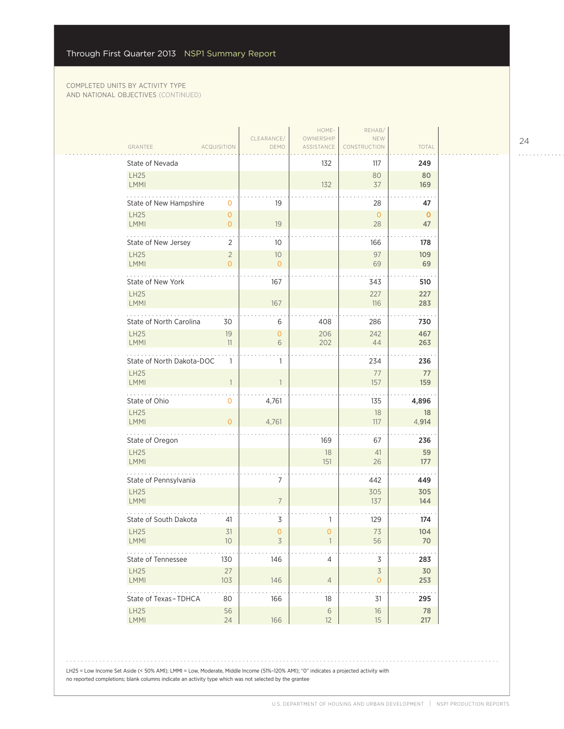COMPLETED UNITS BY ACTIVITY TYPE AND NATIONAL OBJECTIVES (CONTINUED)

| GRANTEE | ACQUISITION | CLEARANCE/ DEMO | HOME-OWNERSHIP ASSISTANCE | REHAB/ NEW CONSTRUCTION | TOTAL |
|---|---|---|---|---|---|
| State of Nevada | | | 132 | 117 | **249** |
| LH25 | | | | 80 | **80** |
| LMMI | | | 132 | 37 | **169** |
| State of New Hampshire | 0 | 19 | | 28 | **47** |
| LH25 | 0 | | | 0 | **0** |
| LMMI | 0 | 19 | | 28 | **47** |
| State of New Jersey | 2 | 10 | | 166 | **178** |
| LH25 | 2 | 10 | | 97 | **109** |
| LMMI | 0 | 0 | | 69 | **69** |
| State of New York | | 167 | | 343 | **510** |
| LH25 | | | | 227 | **227** |
| LMMI | | 167 | | 116 | **283** |
| State of North Carolina | 30 | 6 | 408 | 286 | **730** |
| LH25 | 19 | 0 | 206 | 242 | **467** |
| LMMI | 11 | 6 | 202 | 44 | **263** |
| State of North Dakota-DOC | 1 | 1 | | 234 | **236** |
| LH25 | | | | 77 | **77** |
| LMMI | 1 | 1 | | 157 | **159** |
| State of Ohio | 0 | 4,761 | | 135 | **4,896** |
| LH25 | | | | 18 | **18** |
| LMMI | 0 | 4,761 | | 117 | **4,914** |
| State of Oregon | | | 169 | 67 | **236** |
| LH25 | | | 18 | 41 | **59** |
| LMMI | | | 151 | 26 | **177** |
| State of Pennsylvania | | 7 | | 442 | **449** |
| LH25 | | | | 305 | **305** |
| LMMI | | 7 | | 137 | **144** |
| State of South Dakota | 41 | 3 | 1 | 129 | **174** |
| LH25 | 31 | 0 | 0 | 73 | **104** |
| LMMI | 10 | 3 | 1 | 56 | **70** |
| State of Tennessee | 130 | 146 | 4 | 3 | **283** |
| LH25 | 27 | | | 3 | **30** |
| LMMI | 103 | 146 | 4 | 0 | **253** |
| State of Texas – TDHCA | 80 | 166 | 18 | 31 | **295** |
| LH25 | 56 | | 6 | 16 | **78** |
| LMMI | 24 | 166 | 12 | 15 | **217** |

LH25 = Low Income Set Aside (< 50% AMI); LMMI = Low, Moderate, Middle Income (51%–120% AMI); "0" indicates a projected activity with no reported completions; blank columns indicate an activity type which was not selected by the grantee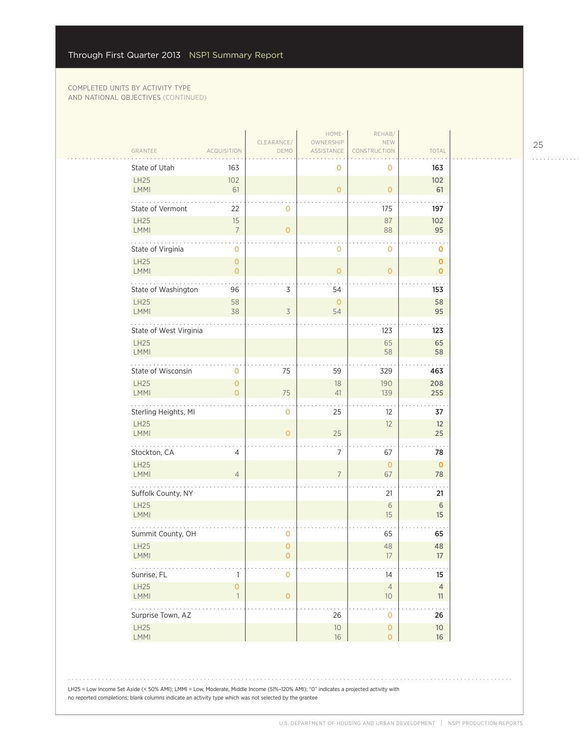COMPLETED UNITS BY ACTIVITY TYPE AND NATIONAL OBJECTIVES (CONTINUED)

| GRANTEE | ACQUISITION | CLEARANCE/ DEMO | HOME-OWNERSHIP ASSISTANCE | REHAB/ NEW CONSTRUCTION | TOTAL |
|---|---|---|---|---|---|
| **State of Utah** | 163 | | 0 | 0 | **163** |
| LH25 | 102 | | | | **102** |
| LMMI | 61 | | 0 | 0 | **61** |
| **State of Vermont** | 22 | 0 | | 175 | **197** |
| LH25 | 15 | | | 87 | **102** |
| LMMI | 7 | 0 | | 88 | **95** |
| **State of Virginia** | 0 | | 0 | 0 | **0** |
| LH25 | 0 | | | | **0** |
| LMMI | 0 | | 0 | 0 | **0** |
| **State of Washington** | 96 | 3 | 54 | | **153** |
| LH25 | 58 | | 0 | | **58** |
| LMMI | 38 | 3 | 54 | | **95** |
| **State of West Virginia** | | | | 123 | **123** |
| LH25 | | | | 65 | **65** |
| LMMI | | | | 58 | **58** |
| **State of Wisconsin** | 0 | 75 | 59 | 329 | **463** |
| LH25 | 0 | | 18 | 190 | **208** |
| LMMI | 0 | 75 | 41 | 139 | **255** |
| **Sterling Heights, MI** | | 0 | 25 | 12 | **37** |
| LH25 | | | | 12 | **12** |
| LMMI | | 0 | 25 | | **25** |
| **Stockton, CA** | 4 | | 7 | 67 | **78** |
| LH25 | | | | 0 | **0** |
| LMMI | 4 | | 7 | 67 | **78** |
| **Suffolk County, NY** | | | | 21 | **21** |
| LH25 | | | | 6 | **6** |
| LMMI | | | | 15 | **15** |
| **Summit County, OH** | | 0 | | 65 | **65** |
| LH25 | | 0 | | 48 | **48** |
| LMMI | | 0 | | 17 | **17** |
| **Sunrise, FL** | 1 | 0 | | 14 | **15** |
| LH25 | 0 | | | 4 | **4** |
| LMMI | 1 | 0 | | 10 | **11** |
| **Surprise Town, AZ** | | | 26 | 0 | **26** |
| LH25 | | | 10 | 0 | **10** |
| LMMI | | | 16 | 0 | **16** |

LH25 = Low Income Set Aside (< 50% AMI); LMMI = Low, Moderate, Middle Income (51%–120% AMI); "0" indicates a projected activity with no reported completions; blank columns indicate an activity type which was not selected by the grantee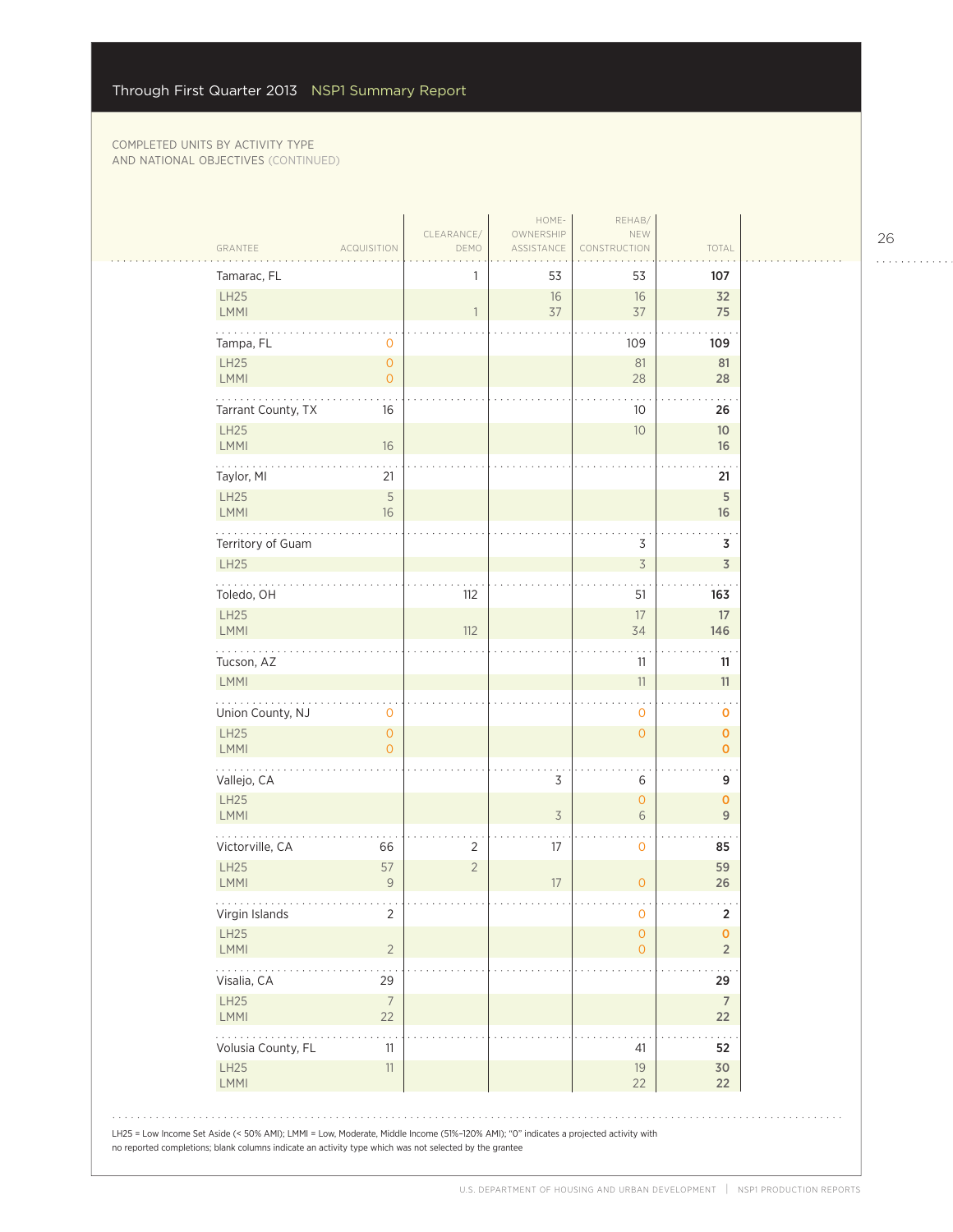## COMPLETED UNITS BY ACTIVITY TYPE AND NATIONAL OBJECTIVES (CONTINUED)

| GRANTEE | ACQUISITION | CLEARANCE/ DEMO | HOME-OWNERSHIP ASSISTANCE | REHAB/ NEW CONSTRUCTION | TOTAL |
|---|---|---|---|---|---|
| **Tamarac, FL** | | 1 | 53 | 53 | **107** |
| LH25 | | | 16 | 16 | **32** |
| LMMI | | 1 | 37 | 37 | **75** |
| **Tampa, FL** | 0 | | | 109 | **109** |
| LH25 | 0 | | | 81 | **81** |
| LMMI | 0 | | | 28 | **28** |
| **Tarrant County, TX** | 16 | | | 10 | **26** |
| LH25 | | | | 10 | **10** |
| LMMI | 16 | | | | **16** |
| **Taylor, MI** | 21 | | | | **21** |
| LH25 | 5 | | | | **5** |
| LMMI | 16 | | | | **16** |
| **Territory of Guam** | | | | 3 | **3** |
| LH25 | | | | 3 | **3** |
| **Toledo, OH** | | 112 | | 51 | **163** |
| LH25 | | | | 17 | **17** |
| LMMI | | 112 | | 34 | **146** |
| **Tucson, AZ** | | | | 11 | **11** |
| LMMI | | | | 11 | **11** |
| **Union County, NJ** | 0 | | | 0 | **0** |
| LH25 | 0 | | | 0 | **0** |
| LMMI | 0 | | | | **0** |
| **Vallejo, CA** | | | 3 | 6 | **9** |
| LH25 | | | | 0 | **0** |
| LMMI | | | 3 | 6 | **9** |
| **Victorville, CA** | 66 | 2 | 17 | 0 | **85** |
| LH25 | 57 | 2 | | | **59** |
| LMMI | 9 | | 17 | 0 | **26** |
| **Virgin Islands** | 2 | | | 0 | **2** |
| LH25 | | | | 0 | **0** |
| LMMI | 2 | | | 0 | **2** |
| **Visalia, CA** | 29 | | | | **29** |
| LH25 | 7 | | | | **7** |
| LMMI | 22 | | | | **22** |
| **Volusia County, FL** | 11 | | | 41 | **52** |
| LH25 | 11 | | | 19 | **30** |
| LMMI | | | | 22 | **22** |

LH25 = Low Income Set Aside (< 50% AMI); LMMI = Low, Moderate, Middle Income (51%–120% AMI); "0" indicates a projected activity with no reported completions; blank columns indicate an activity type which was not selected by the grantee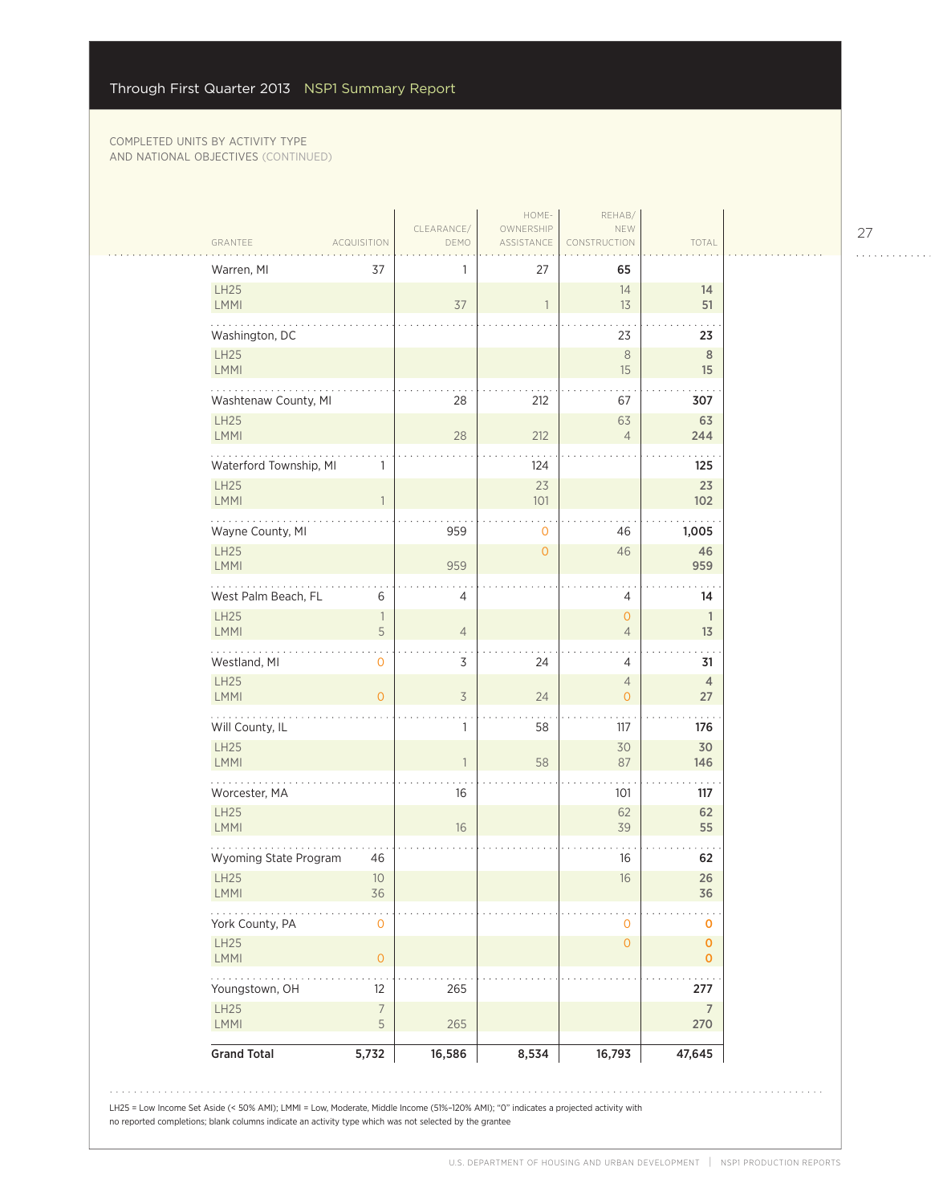COMPLETED UNITS BY ACTIVITY TYPE AND NATIONAL OBJECTIVES (CONTINUED)

| GRANTEE | ACQUISITION | CLEARANCE/ DEMO | HOME-OWNERSHIP ASSISTANCE | REHAB/ NEW CONSTRUCTION | TOTAL |
|---|---|---|---|---|---|
| Warren, MI | 37 | 1 | 27 | 65 | |
| LH25 | | | | 14 | 14 |
| LMMI | | 37 | 1 | 13 | 51 |
| Washington, DC | | | | 23 | 23 |
| LH25 | | | | 8 | 8 |
| LMMI | | | | 15 | 15 |
| Washtenaw County, MI | | 28 | 212 | 67 | 307 |
| LH25 | | | | 63 | 63 |
| LMMI | | 28 | 212 | 4 | 244 |
| Waterford Township, MI | 1 | | 124 | | 125 |
| LH25 | | | 23 | | 23 |
| LMMI | 1 | | 101 | | 102 |
| Wayne County, MI | | 959 | 0 | 46 | 1,005 |
| LH25 | | | 0 | 46 | 46 |
| LMMI | | 959 | | | 959 |
| West Palm Beach, FL | 6 | 4 | | 4 | 14 |
| LH25 | 1 | | | 0 | 1 |
| LMMI | 5 | 4 | | 4 | 13 |
| Westland, MI | 0 | 3 | 24 | 4 | 31 |
| LH25 | | | | 4 | 4 |
| LMMI | 0 | 3 | 24 | 0 | 27 |
| Will County, IL | | 1 | 58 | 117 | 176 |
| LH25 | | | | 30 | 30 |
| LMMI | | 1 | 58 | 87 | 146 |
| Worcester, MA | | 16 | | 101 | 117 |
| LH25 | | | | 62 | 62 |
| LMMI | | 16 | | 39 | 55 |
| Wyoming State Program | 46 | | | 16 | 62 |
| LH25 | 10 | | | 16 | 26 |
| LMMI | 36 | | | | 36 |
| York County, PA | 0 | | | 0 | 0 |
| LH25 | | | | 0 | 0 |
| LMMI | 0 | | | | 0 |
| Youngstown, OH | 12 | 265 | | | 277 |
| LH25 | 7 | | | | 7 |
| LMMI | 5 | 265 | | | 270 |
| **Grand Total** | **5,732** | **16,586** | **8,534** | **16,793** | **47,645** |

LH25 = Low Income Set Aside (< 50% AMI); LMMI = Low, Moderate, Middle Income (51%–120% AMI); "0" indicates a projected activity with no reported completions; blank columns indicate an activity type which was not selected by the grantee